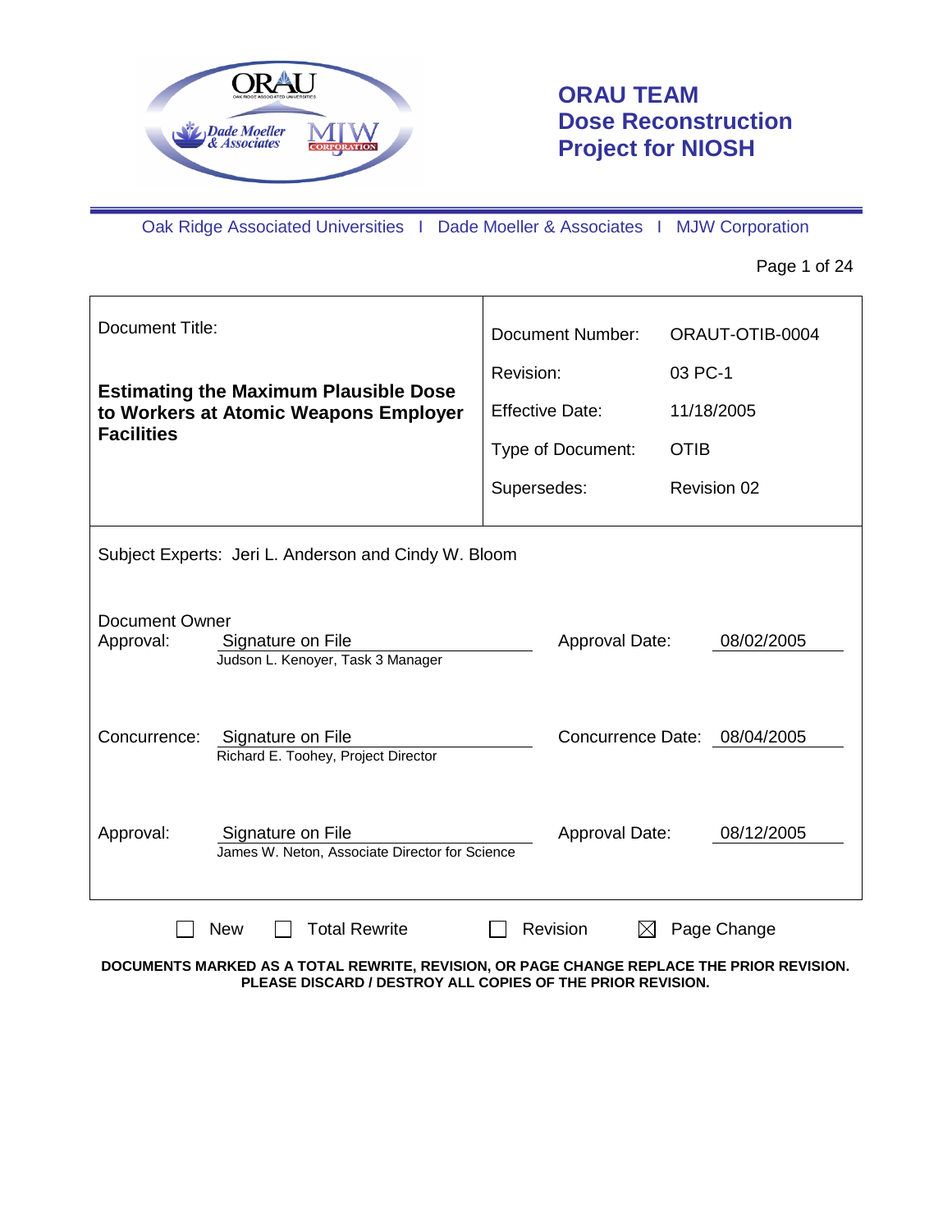# ORAU TEAM Dose Reconstruction Project for NIOSH

Oak Ridge Associated Universities I Dade Moeller & Associates I MJW Corporation

| Document Title: | Document Number: | ORAUT-OTIB-0004 |
|---|---|---|
| **Estimating the Maximum Plausible Dose to Workers at Atomic Weapons Employer Facilities** | Revision: | 03 PC-1 |
| | Effective Date: | 11/18/2005 |
| | Type of Document: | OTIB |
| | Supersedes: | Revision 02 |

Subject Experts: Jeri L. Anderson and Cindy W. Bloom

| | | | |
|---|---|---|---|
| Document Owner Approval: | Signature on File<br>Judson L. Kenoyer, Task 3 Manager | Approval Date: | 08/02/2005 |
| Concurrence: | Signature on File<br>Richard E. Toohey, Project Director | Concurrence Date: | 08/04/2005 |
| Approval: | Signature on File<br>James W. Neton, Associate Director for Science | Approval Date: | 08/12/2005 |

☐ New ☐ Total Rewrite ☐ Revision ☒ Page Change

**DOCUMENTS MARKED AS A TOTAL REWRITE, REVISION, OR PAGE CHANGE REPLACE THE PRIOR REVISION. PLEASE DISCARD / DESTROY ALL COPIES OF THE PRIOR REVISION.**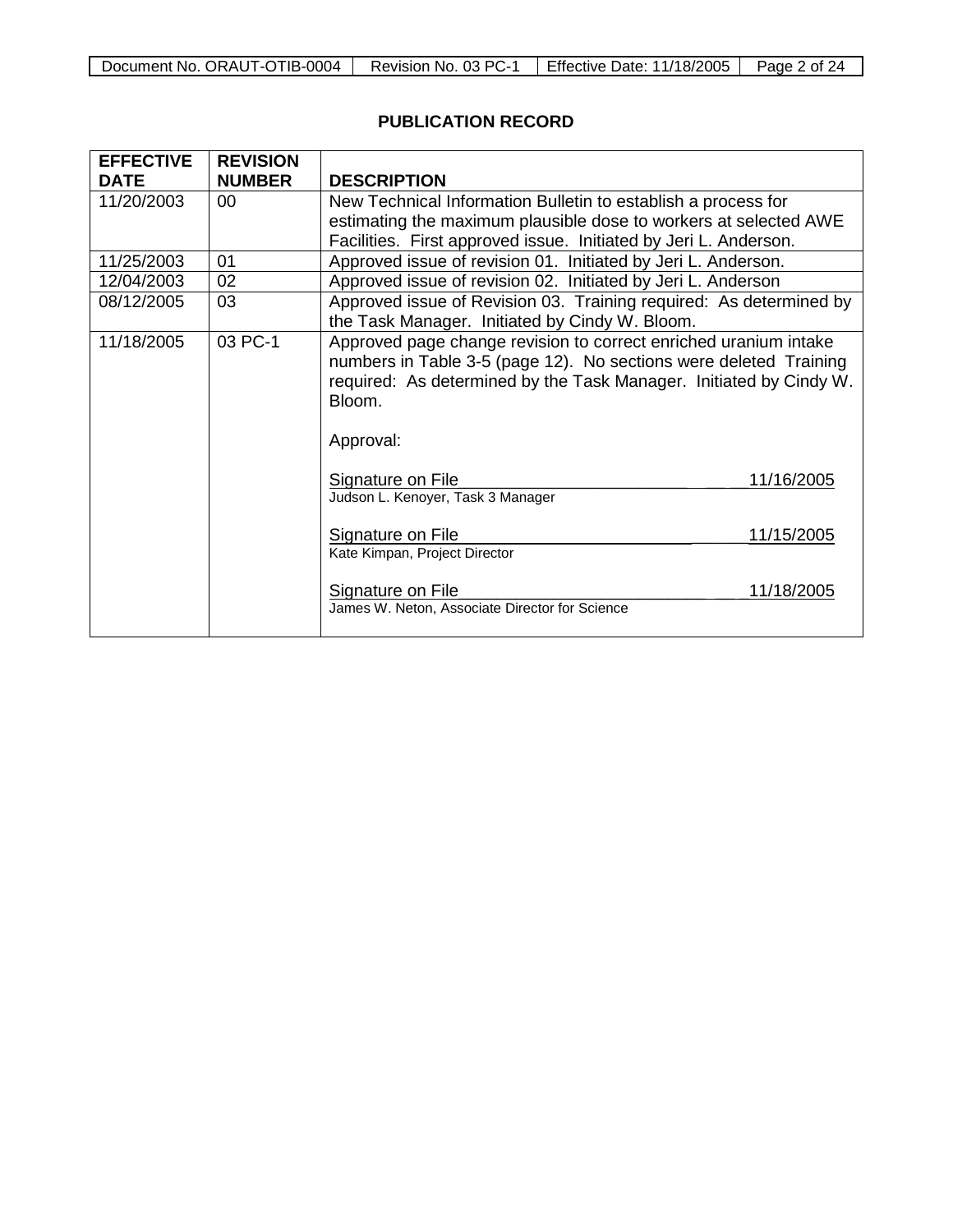## PUBLICATION RECORD

| EFFECTIVE DATE | REVISION NUMBER | DESCRIPTION |
|---|---|---|
| 11/20/2003 | 00 | New Technical Information Bulletin to establish a process for estimating the maximum plausible dose to workers at selected AWE Facilities. First approved issue. Initiated by Jeri L. Anderson. |
| 11/25/2003 | 01 | Approved issue of revision 01. Initiated by Jeri L. Anderson. |
| 12/04/2003 | 02 | Approved issue of revision 02. Initiated by Jeri L. Anderson |
| 08/12/2005 | 03 | Approved issue of Revision 03. Training required: As determined by the Task Manager. Initiated by Cindy W. Bloom. |
| 11/18/2005 | 03 PC-1 | Approved page change revision to correct enriched uranium intake numbers in Table 3-5 (page 12). No sections were deleted Training required: As determined by the Task Manager. Initiated by Cindy W. Bloom.<br><br>Approval:<br><br>Signature on File 11/16/2005<br>Judson L. Kenoyer, Task 3 Manager<br><br>Signature on File 11/15/2005<br>Kate Kimpan, Project Director<br><br>Signature on File 11/18/2005<br>James W. Neton, Associate Director for Science |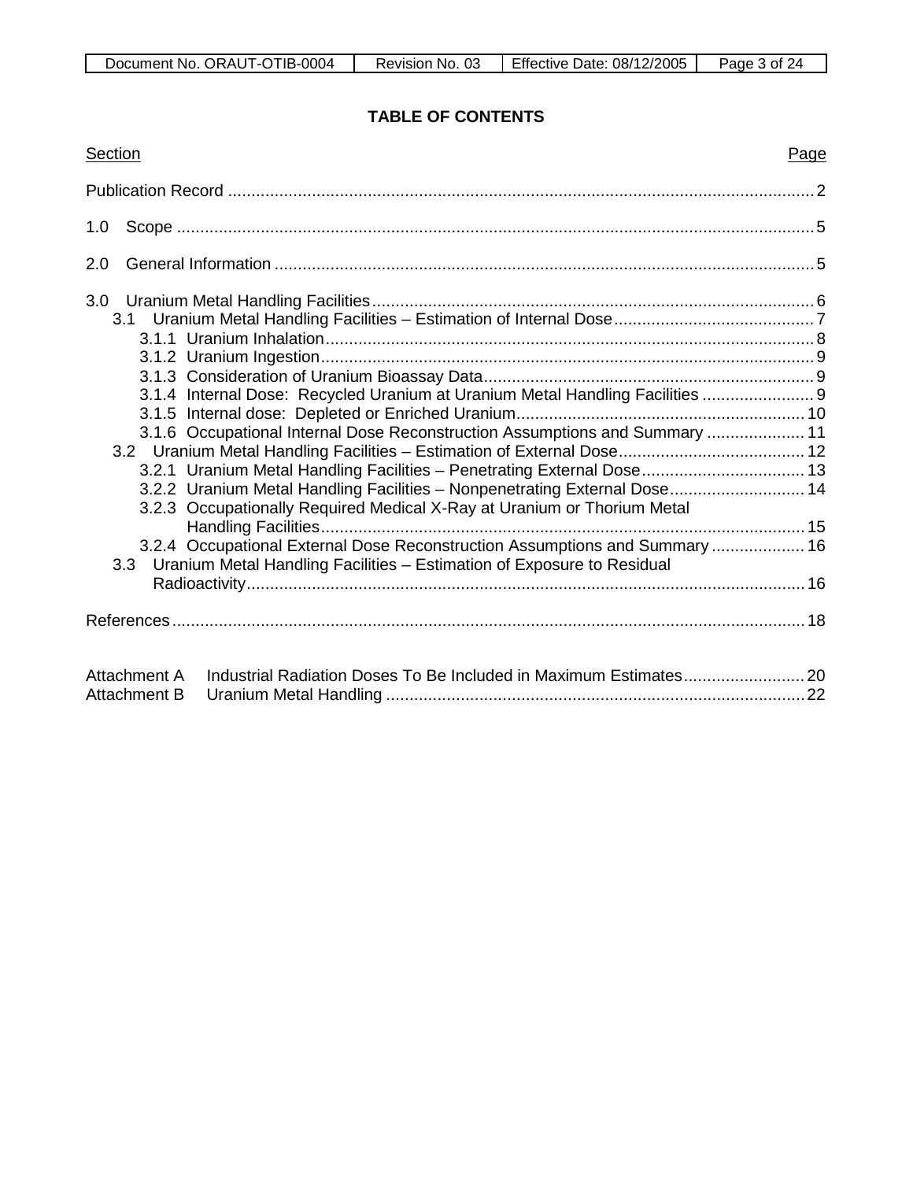**TABLE OF CONTENTS**

| Section | Page |
|---|---|
| Publication Record | 2 |
| 1.0 Scope | 5 |
| 2.0 General Information | 5 |
| 3.0 Uranium Metal Handling Facilities | 6 |
| 3.1 Uranium Metal Handling Facilities – Estimation of Internal Dose | 7 |
| 3.1.1 Uranium Inhalation | 8 |
| 3.1.2 Uranium Ingestion | 9 |
| 3.1.3 Consideration of Uranium Bioassay Data | 9 |
| 3.1.4 Internal Dose: Recycled Uranium at Uranium Metal Handling Facilities | 9 |
| 3.1.5 Internal dose: Depleted or Enriched Uranium | 10 |
| 3.1.6 Occupational Internal Dose Reconstruction Assumptions and Summary | 11 |
| 3.2 Uranium Metal Handling Facilities – Estimation of External Dose | 12 |
| 3.2.1 Uranium Metal Handling Facilities – Penetrating External Dose | 13 |
| 3.2.2 Uranium Metal Handling Facilities – Nonpenetrating External Dose | 14 |
| 3.2.3 Occupationally Required Medical X-Ray at Uranium or Thorium Metal Handling Facilities | 15 |
| 3.2.4 Occupational External Dose Reconstruction Assumptions and Summary | 16 |
| 3.3 Uranium Metal Handling Facilities – Estimation of Exposure to Residual Radioactivity | 16 |
| References | 18 |
| Attachment A Industrial Radiation Doses To Be Included in Maximum Estimates | 20 |
| Attachment B Uranium Metal Handling | 22 |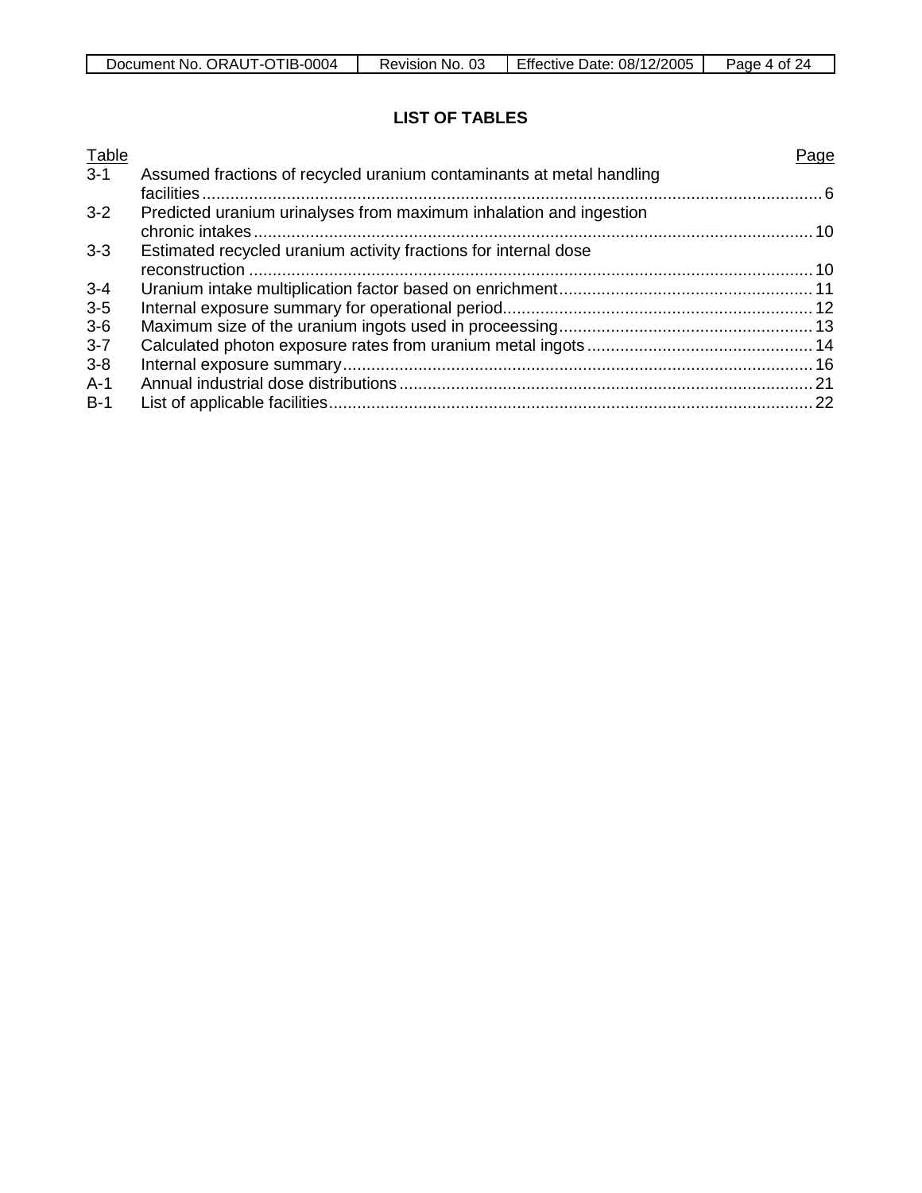## LIST OF TABLES

| Table | | Page |
|---|---|---|
| 3-1 | Assumed fractions of recycled uranium contaminants at metal handling facilities | 6 |
| 3-2 | Predicted uranium urinalyses from maximum inhalation and ingestion chronic intakes | 10 |
| 3-3 | Estimated recycled uranium activity fractions for internal dose reconstruction | 10 |
| 3-4 | Uranium intake multiplication factor based on enrichment | 11 |
| 3-5 | Internal exposure summary for operational period | 12 |
| 3-6 | Maximum size of the uranium ingots used in processing | 13 |
| 3-7 | Calculated photon exposure rates from uranium metal ingots | 14 |
| 3-8 | Internal exposure summary | 16 |
| A-1 | Annual industrial dose distributions | 21 |
| B-1 | List of applicable facilities | 22 |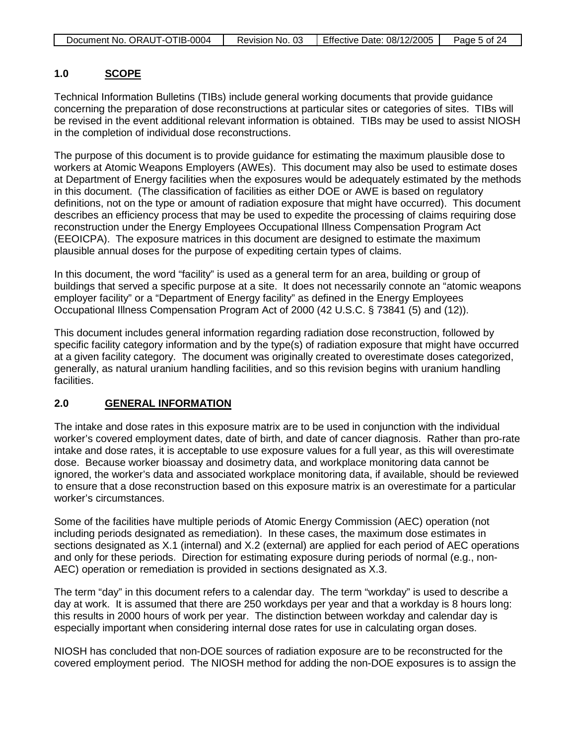## 1.0 SCOPE

Technical Information Bulletins (TIBs) include general working documents that provide guidance concerning the preparation of dose reconstructions at particular sites or categories of sites. TIBs will be revised in the event additional relevant information is obtained. TIBs may be used to assist NIOSH in the completion of individual dose reconstructions.

The purpose of this document is to provide guidance for estimating the maximum plausible dose to workers at Atomic Weapons Employers (AWEs). This document may also be used to estimate doses at Department of Energy facilities when the exposures would be adequately estimated by the methods in this document. (The classification of facilities as either DOE or AWE is based on regulatory definitions, not on the type or amount of radiation exposure that might have occurred). This document describes an efficiency process that may be used to expedite the processing of claims requiring dose reconstruction under the Energy Employees Occupational Illness Compensation Program Act (EEOICPA). The exposure matrices in this document are designed to estimate the maximum plausible annual doses for the purpose of expediting certain types of claims.

In this document, the word "facility" is used as a general term for an area, building or group of buildings that served a specific purpose at a site. It does not necessarily connote an "atomic weapons employer facility" or a "Department of Energy facility" as defined in the Energy Employees Occupational Illness Compensation Program Act of 2000 (42 U.S.C. § 73841 (5) and (12)).

This document includes general information regarding radiation dose reconstruction, followed by specific facility category information and by the type(s) of radiation exposure that might have occurred at a given facility category. The document was originally created to overestimate doses categorized, generally, as natural uranium handling facilities, and so this revision begins with uranium handling facilities.

## 2.0 GENERAL INFORMATION

The intake and dose rates in this exposure matrix are to be used in conjunction with the individual worker's covered employment dates, date of birth, and date of cancer diagnosis. Rather than pro-rate intake and dose rates, it is acceptable to use exposure values for a full year, as this will overestimate dose. Because worker bioassay and dosimetry data, and workplace monitoring data cannot be ignored, the worker's data and associated workplace monitoring data, if available, should be reviewed to ensure that a dose reconstruction based on this exposure matrix is an overestimate for a particular worker's circumstances.

Some of the facilities have multiple periods of Atomic Energy Commission (AEC) operation (not including periods designated as remediation). In these cases, the maximum dose estimates in sections designated as X.1 (internal) and X.2 (external) are applied for each period of AEC operations and only for these periods. Direction for estimating exposure during periods of normal (e.g., non-AEC) operation or remediation is provided in sections designated as X.3.

The term "day" in this document refers to a calendar day. The term "workday" is used to describe a day at work. It is assumed that there are 250 workdays per year and that a workday is 8 hours long: this results in 2000 hours of work per year. The distinction between workday and calendar day is especially important when considering internal dose rates for use in calculating organ doses.

NIOSH has concluded that non-DOE sources of radiation exposure are to be reconstructed for the covered employment period. The NIOSH method for adding the non-DOE exposures is to assign the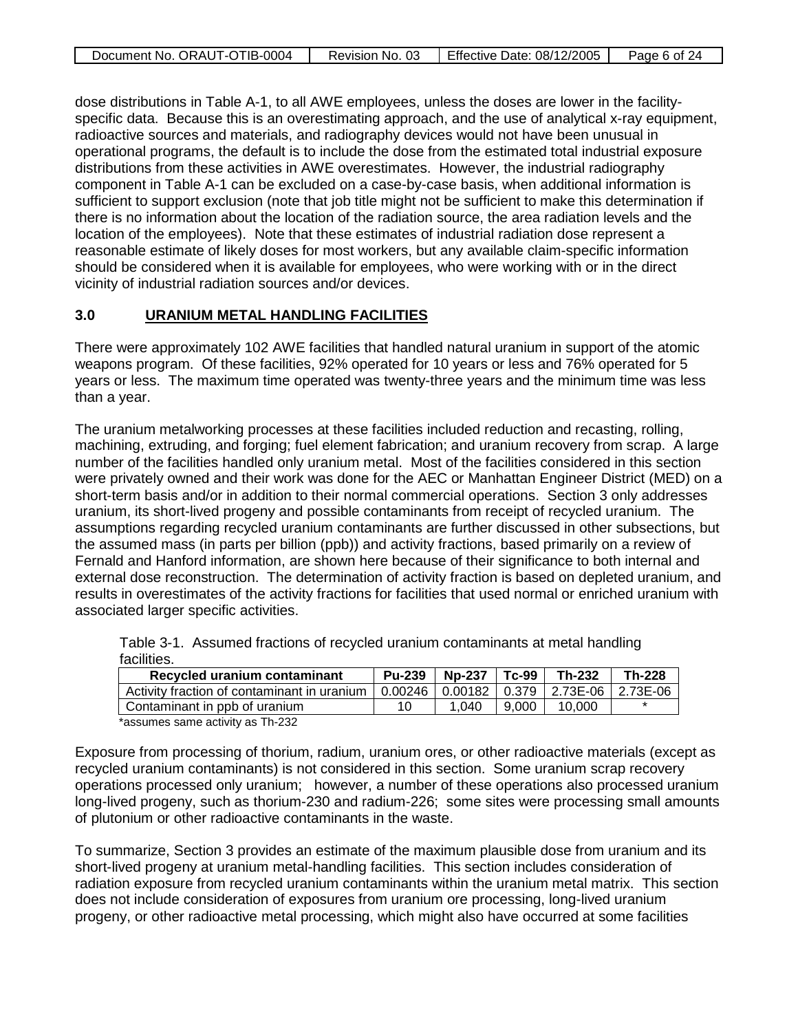dose distributions in Table A-1, to all AWE employees, unless the doses are lower in the facility-specific data. Because this is an overestimating approach, and the use of analytical x-ray equipment, radioactive sources and materials, and radiography devices would not have been unusual in operational programs, the default is to include the dose from the estimated total industrial exposure distributions from these activities in AWE overestimates. However, the industrial radiography component in Table A-1 can be excluded on a case-by-case basis, when additional information is sufficient to support exclusion (note that job title might not be sufficient to make this determination if there is no information about the location of the radiation source, the area radiation levels and the location of the employees). Note that these estimates of industrial radiation dose represent a reasonable estimate of likely doses for most workers, but any available claim-specific information should be considered when it is available for employees, who were working with or in the direct vicinity of industrial radiation sources and/or devices.

## 3.0 URANIUM METAL HANDLING FACILITIES

There were approximately 102 AWE facilities that handled natural uranium in support of the atomic weapons program. Of these facilities, 92% operated for 10 years or less and 76% operated for 5 years or less. The maximum time operated was twenty-three years and the minimum time was less than a year.

The uranium metalworking processes at these facilities included reduction and recasting, rolling, machining, extruding, and forging; fuel element fabrication; and uranium recovery from scrap. A large number of the facilities handled only uranium metal. Most of the facilities considered in this section were privately owned and their work was done for the AEC or Manhattan Engineer District (MED) on a short-term basis and/or in addition to their normal commercial operations. Section 3 only addresses uranium, its short-lived progeny and possible contaminants from receipt of recycled uranium. The assumptions regarding recycled uranium contaminants are further discussed in other subsections, but the assumed mass (in parts per billion (ppb)) and activity fractions, based primarily on a review of Fernald and Hanford information, are shown here because of their significance to both internal and external dose reconstruction. The determination of activity fraction is based on depleted uranium, and results in overestimates of the activity fractions for facilities that used normal or enriched uranium with associated larger specific activities.

Table 3-1. Assumed fractions of recycled uranium contaminants at metal handling facilities.

| Recycled uranium contaminant | Pu-239 | Np-237 | Tc-99 | Th-232 | Th-228 |
|---|---|---|---|---|---|
| Activity fraction of contaminant in uranium | 0.00246 | 0.00182 | 0.379 | 2.73E-06 | 2.73E-06 |
| Contaminant in ppb of uranium | 10 | 1,040 | 9,000 | 10,000 | * |

*assumes same activity as Th-232

Exposure from processing of thorium, radium, uranium ores, or other radioactive materials (except as recycled uranium contaminants) is not considered in this section. Some uranium scrap recovery operations processed only uranium; however, a number of these operations also processed uranium long-lived progeny, such as thorium-230 and radium-226; some sites were processing small amounts of plutonium or other radioactive contaminants in the waste.

To summarize, Section 3 provides an estimate of the maximum plausible dose from uranium and its short-lived progeny at uranium metal-handling facilities. This section includes consideration of radiation exposure from recycled uranium contaminants within the uranium metal matrix. This section does not include consideration of exposures from uranium ore processing, long-lived uranium progeny, or other radioactive metal processing, which might also have occurred at some facilities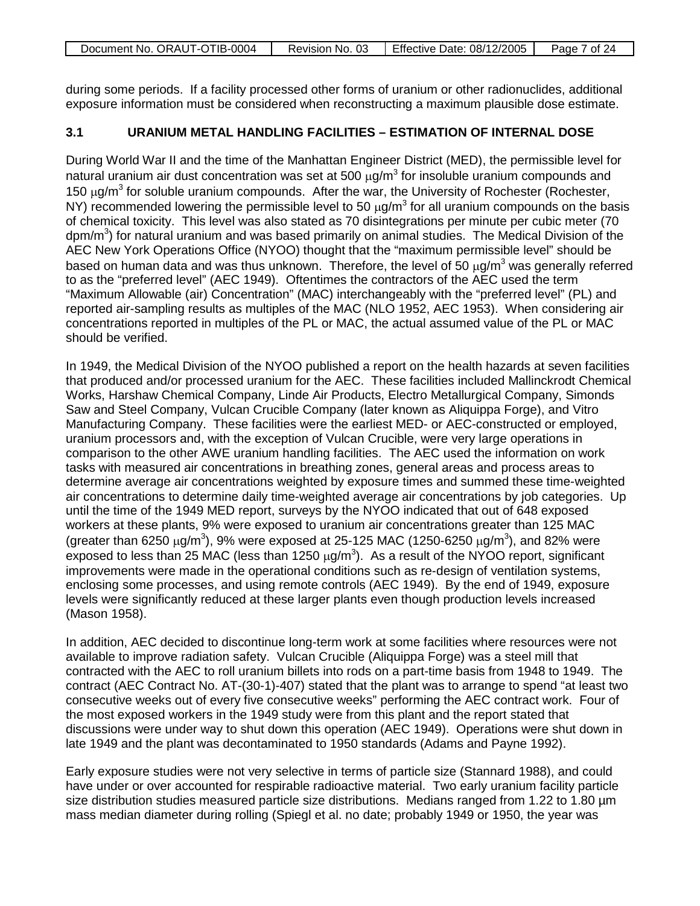during some periods. If a facility processed other forms of uranium or other radionuclides, additional exposure information must be considered when reconstructing a maximum plausible dose estimate.

### 3.1 URANIUM METAL HANDLING FACILITIES – ESTIMATION OF INTERNAL DOSE

During World War II and the time of the Manhattan Engineer District (MED), the permissible level for natural uranium air dust concentration was set at 500 $\mu g/m^3$ for insoluble uranium compounds and 150 $\mu g/m^3$ for soluble uranium compounds. After the war, the University of Rochester (Rochester, NY) recommended lowering the permissible level to 50 $\mu g/m^3$ for all uranium compounds on the basis of chemical toxicity. This level was also stated as 70 disintegrations per minute per cubic meter (70 $dpm/m^3$) for natural uranium and was based primarily on animal studies. The Medical Division of the AEC New York Operations Office (NYOO) thought that the "maximum permissible level" should be based on human data and was thus unknown. Therefore, the level of 50 $\mu g/m^3$ was generally referred to as the "preferred level" (AEC 1949). Oftentimes the contractors of the AEC used the term "Maximum Allowable (air) Concentration" (MAC) interchangeably with the "preferred level" (PL) and reported air-sampling results as multiples of the MAC (NLO 1952, AEC 1953). When considering air concentrations reported in multiples of the PL or MAC, the actual assumed value of the PL or MAC should be verified.

In 1949, the Medical Division of the NYOO published a report on the health hazards at seven facilities that produced and/or processed uranium for the AEC. These facilities included Mallinckrodt Chemical Works, Harshaw Chemical Company, Linde Air Products, Electro Metallurgical Company, Simonds Saw and Steel Company, Vulcan Crucible Company (later known as Aliquippa Forge), and Vitro Manufacturing Company. These facilities were the earliest MED- or AEC-constructed or employed, uranium processors and, with the exception of Vulcan Crucible, were very large operations in comparison to the other AWE uranium handling facilities. The AEC used the information on work tasks with measured air concentrations in breathing zones, general areas and process areas to determine average air concentrations weighted by exposure times and summed these time-weighted air concentrations to determine daily time-weighted average air concentrations by job categories. Up until the time of the 1949 MED report, surveys by the NYOO indicated that out of 648 exposed workers at these plants, 9% were exposed to uranium air concentrations greater than 125 MAC (greater than 6250 $\mu g/m^3$), 9% were exposed at 25-125 MAC (1250-6250 $\mu g/m^3$), and 82% were exposed to less than 25 MAC (less than 1250 $\mu g/m^3$). As a result of the NYOO report, significant improvements were made in the operational conditions such as re-design of ventilation systems, enclosing some processes, and using remote controls (AEC 1949). By the end of 1949, exposure levels were significantly reduced at these larger plants even though production levels increased (Mason 1958).

In addition, AEC decided to discontinue long-term work at some facilities where resources were not available to improve radiation safety. Vulcan Crucible (Aliquippa Forge) was a steel mill that contracted with the AEC to roll uranium billets into rods on a part-time basis from 1948 to 1949. The contract (AEC Contract No. AT-(30-1)-407) stated that the plant was to arrange to spend "at least two consecutive weeks out of every five consecutive weeks" performing the AEC contract work. Four of the most exposed workers in the 1949 study were from this plant and the report stated that discussions were under way to shut down this operation (AEC 1949). Operations were shut down in late 1949 and the plant was decontaminated to 1950 standards (Adams and Payne 1992).

Early exposure studies were not very selective in terms of particle size (Stannard 1988), and could have under or over accounted for respirable radioactive material. Two early uranium facility particle size distribution studies measured particle size distributions. Medians ranged from 1.22 to 1.80 µm mass median diameter during rolling (Spiegl et al. no date; probably 1949 or 1950, the year was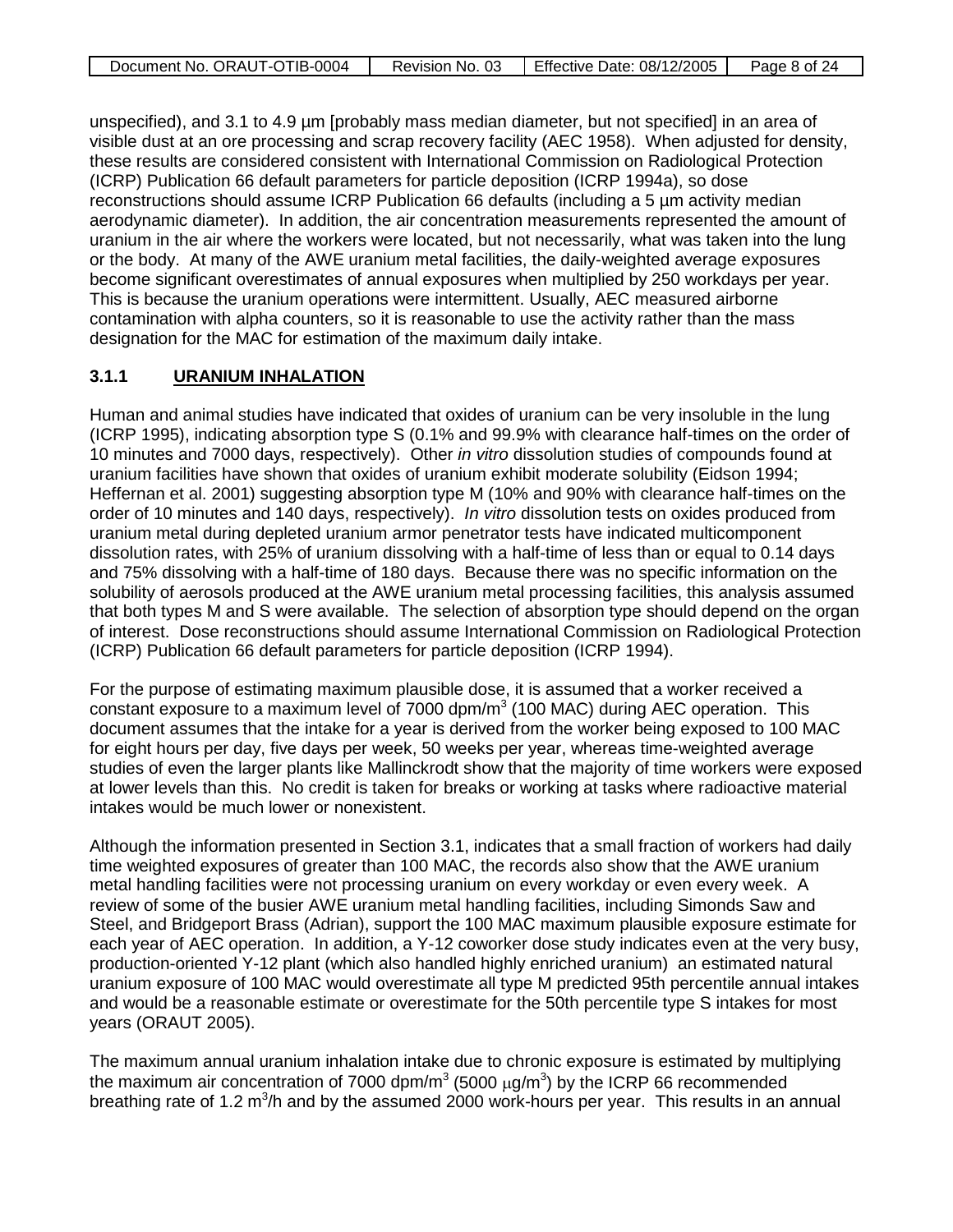unspecified), and 3.1 to 4.9 µm [probably mass median diameter, but not specified] in an area of visible dust at an ore processing and scrap recovery facility (AEC 1958). When adjusted for density, these results are considered consistent with International Commission on Radiological Protection (ICRP) Publication 66 default parameters for particle deposition (ICRP 1994a), so dose reconstructions should assume ICRP Publication 66 defaults (including a 5 µm activity median aerodynamic diameter). In addition, the air concentration measurements represented the amount of uranium in the air where the workers were located, but not necessarily, what was taken into the lung or the body. At many of the AWE uranium metal facilities, the daily-weighted average exposures become significant overestimates of annual exposures when multiplied by 250 workdays per year. This is because the uranium operations were intermittent. Usually, AEC measured airborne contamination with alpha counters, so it is reasonable to use the activity rather than the mass designation for the MAC for estimation of the maximum daily intake.

### 3.1.1 URANIUM INHALATION

Human and animal studies have indicated that oxides of uranium can be very insoluble in the lung (ICRP 1995), indicating absorption type S (0.1% and 99.9% with clearance half-times on the order of 10 minutes and 7000 days, respectively). Other *in vitro* dissolution studies of compounds found at uranium facilities have shown that oxides of uranium exhibit moderate solubility (Eidson 1994; Heffernan et al. 2001) suggesting absorption type M (10% and 90% with clearance half-times on the order of 10 minutes and 140 days, respectively). *In vitro* dissolution tests on oxides produced from uranium metal during depleted uranium armor penetrator tests have indicated multicomponent dissolution rates, with 25% of uranium dissolving with a half-time of less than or equal to 0.14 days and 75% dissolving with a half-time of 180 days. Because there was no specific information on the solubility of aerosols produced at the AWE uranium metal processing facilities, this analysis assumed that both types M and S were available. The selection of absorption type should depend on the organ of interest. Dose reconstructions should assume International Commission on Radiological Protection (ICRP) Publication 66 default parameters for particle deposition (ICRP 1994).

For the purpose of estimating maximum plausible dose, it is assumed that a worker received a constant exposure to a maximum level of 7000 dpm/m$^3$ (100 MAC) during AEC operation. This document assumes that the intake for a year is derived from the worker being exposed to 100 MAC for eight hours per day, five days per week, 50 weeks per year, whereas time-weighted average studies of even the larger plants like Mallinckrodt show that the majority of time workers were exposed at lower levels than this. No credit is taken for breaks or working at tasks where radioactive material intakes would be much lower or nonexistent.

Although the information presented in Section 3.1, indicates that a small fraction of workers had daily time weighted exposures of greater than 100 MAC, the records also show that the AWE uranium metal handling facilities were not processing uranium on every workday or even every week. A review of some of the busier AWE uranium metal handling facilities, including Simonds Saw and Steel, and Bridgeport Brass (Adrian), support the 100 MAC maximum plausible exposure estimate for each year of AEC operation. In addition, a Y-12 coworker dose study indicates even at the very busy, production-oriented Y-12 plant (which also handled highly enriched uranium) an estimated natural uranium exposure of 100 MAC would overestimate all type M predicted 95th percentile annual intakes and would be a reasonable estimate or overestimate for the 50th percentile type S intakes for most years (ORAUT 2005).

The maximum annual uranium inhalation intake due to chronic exposure is estimated by multiplying the maximum air concentration of 7000 dpm/m$^3$ (5000 $\mu$g/m$^3$) by the ICRP 66 recommended breathing rate of 1.2 m$^3$/h and by the assumed 2000 work-hours per year. This results in an annual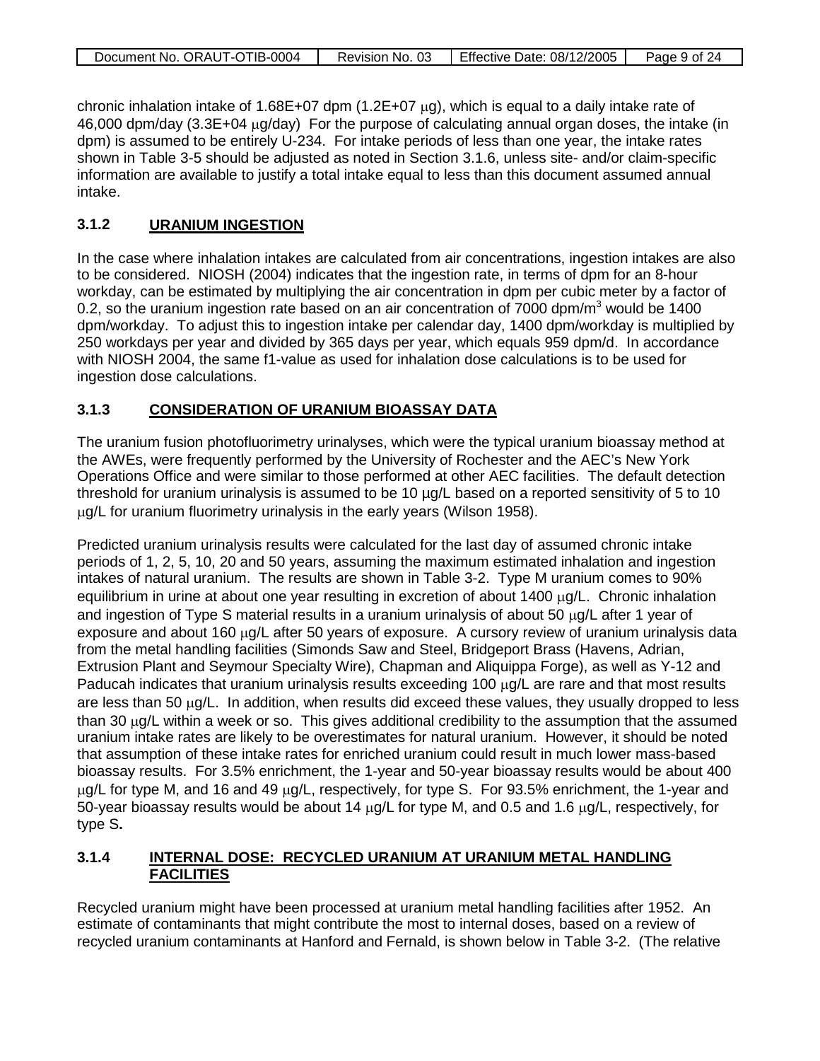chronic inhalation intake of 1.68E+07 dpm (1.2E+07 μg), which is equal to a daily intake rate of 46,000 dpm/day (3.3E+04 μg/day) For the purpose of calculating annual organ doses, the intake (in dpm) is assumed to be entirely U-234. For intake periods of less than one year, the intake rates shown in Table 3-5 should be adjusted as noted in Section 3.1.6, unless site- and/or claim-specific information are available to justify a total intake equal to less than this document assumed annual intake.

### 3.1.2 URANIUM INGESTION

In the case where inhalation intakes are calculated from air concentrations, ingestion intakes are also to be considered. NIOSH (2004) indicates that the ingestion rate, in terms of dpm for an 8-hour workday, can be estimated by multiplying the air concentration in dpm per cubic meter by a factor of 0.2, so the uranium ingestion rate based on an air concentration of 7000 dpm/m$^3$ would be 1400 dpm/workday. To adjust this to ingestion intake per calendar day, 1400 dpm/workday is multiplied by 250 workdays per year and divided by 365 days per year, which equals 959 dpm/d. In accordance with NIOSH 2004, the same f1-value as used for inhalation dose calculations is to be used for ingestion dose calculations.

### 3.1.3 CONSIDERATION OF URANIUM BIOASSAY DATA

The uranium fusion photofluorimetry urinalyses, which were the typical uranium bioassay method at the AWEs, were frequently performed by the University of Rochester and the AEC's New York Operations Office and were similar to those performed at other AEC facilities. The default detection threshold for uranium urinalysis is assumed to be 10 µg/L based on a reported sensitivity of 5 to 10 μg/L for uranium fluorimetry urinalysis in the early years (Wilson 1958).

Predicted uranium urinalysis results were calculated for the last day of assumed chronic intake periods of 1, 2, 5, 10, 20 and 50 years, assuming the maximum estimated inhalation and ingestion intakes of natural uranium. The results are shown in Table 3-2. Type M uranium comes to 90% equilibrium in urine at about one year resulting in excretion of about 1400 μg/L. Chronic inhalation and ingestion of Type S material results in a uranium urinalysis of about 50 μg/L after 1 year of exposure and about 160 μg/L after 50 years of exposure. A cursory review of uranium urinalysis data from the metal handling facilities (Simonds Saw and Steel, Bridgeport Brass (Havens, Adrian, Extrusion Plant and Seymour Specialty Wire), Chapman and Aliquippa Forge), as well as Y-12 and Paducah indicates that uranium urinalysis results exceeding 100 μg/L are rare and that most results are less than 50 μg/L. In addition, when results did exceed these values, they usually dropped to less than 30 μg/L within a week or so. This gives additional credibility to the assumption that the assumed uranium intake rates are likely to be overestimates for natural uranium. However, it should be noted that assumption of these intake rates for enriched uranium could result in much lower mass-based bioassay results. For 3.5% enrichment, the 1-year and 50-year bioassay results would be about 400 μg/L for type M, and 16 and 49 μg/L, respectively, for type S. For 93.5% enrichment, the 1-year and 50-year bioassay results would be about 14 μg/L for type M, and 0.5 and 1.6 μg/L, respectively, for type S**.**

### 3.1.4 INTERNAL DOSE: RECYCLED URANIUM AT URANIUM METAL HANDLING FACILITIES

Recycled uranium might have been processed at uranium metal handling facilities after 1952. An estimate of contaminants that might contribute the most to internal doses, based on a review of recycled uranium contaminants at Hanford and Fernald, is shown below in Table 3-2. (The relative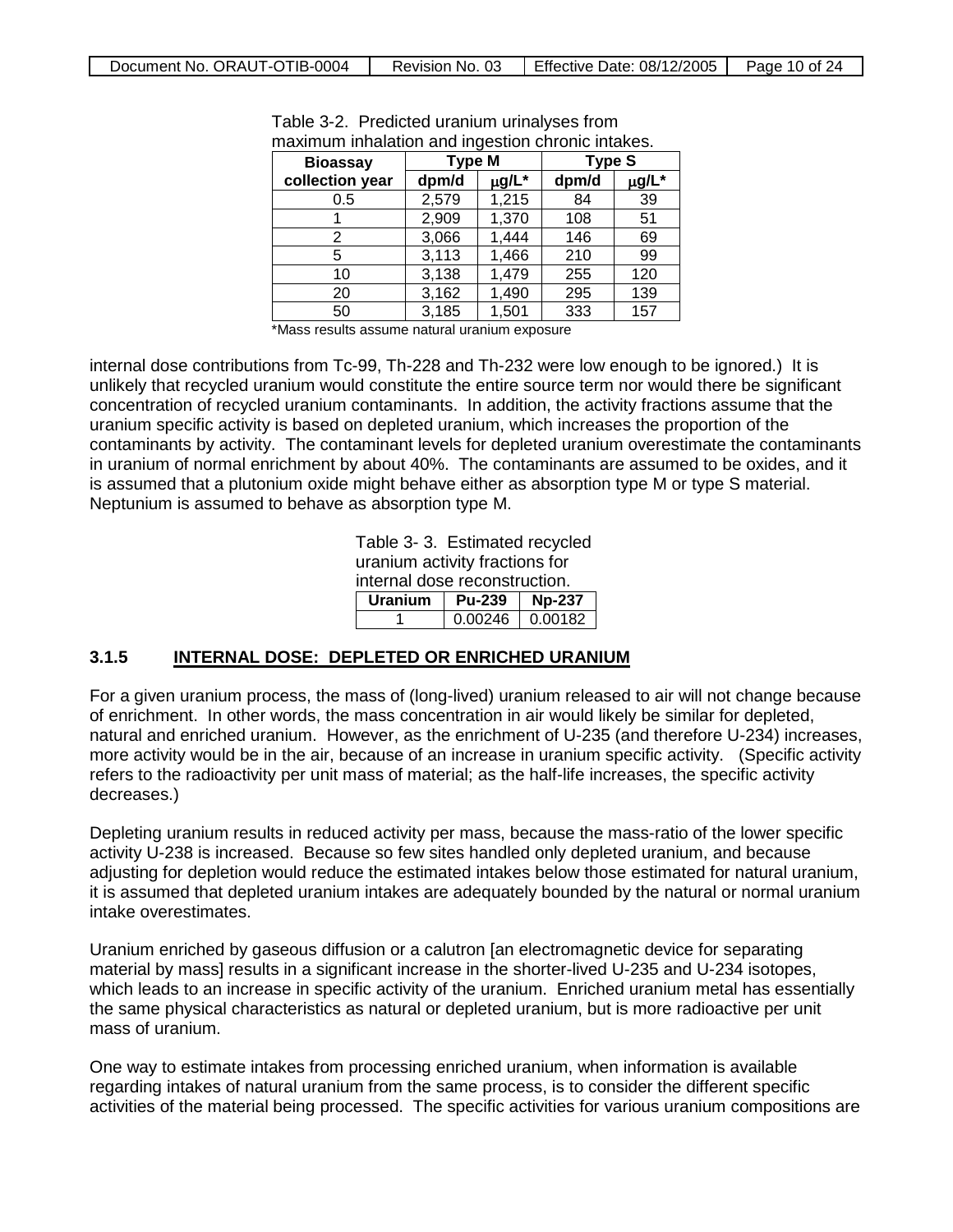Table 3-2. Predicted uranium urinalyses from maximum inhalation and ingestion chronic intakes.

| Bioassay collection year | Type M | | Type S | |
|---|---|---|---|---|
| | dpm/d | μg/L* | dpm/d | μg/L* |
| 0.5 | 2,579 | 1,215 | 84 | 39 |
| 1 | 2,909 | 1,370 | 108 | 51 |
| 2 | 3,066 | 1,444 | 146 | 69 |
| 5 | 3,113 | 1,466 | 210 | 99 |
| 10 | 3,138 | 1,479 | 255 | 120 |
| 20 | 3,162 | 1,490 | 295 | 139 |
| 50 | 3,185 | 1,501 | 333 | 157 |

*Mass results assume natural uranium exposure

internal dose contributions from Tc-99, Th-228 and Th-232 were low enough to be ignored.) It is unlikely that recycled uranium would constitute the entire source term nor would there be significant concentration of recycled uranium contaminants. In addition, the activity fractions assume that the uranium specific activity is based on depleted uranium, which increases the proportion of the contaminants by activity. The contaminant levels for depleted uranium overestimate the contaminants in uranium of normal enrichment by about 40%. The contaminants are assumed to be oxides, and it is assumed that a plutonium oxide might behave either as absorption type M or type S material. Neptunium is assumed to behave as absorption type M.

Table 3- 3. Estimated recycled uranium activity fractions for internal dose reconstruction.

| Uranium | Pu-239 | Np-237 |
|---|---|---|
| 1 | 0.00246 | 0.00182 |

### 3.1.5 INTERNAL DOSE: DEPLETED OR ENRICHED URANIUM

For a given uranium process, the mass of (long-lived) uranium released to air will not change because of enrichment. In other words, the mass concentration in air would likely be similar for depleted, natural and enriched uranium. However, as the enrichment of U-235 (and therefore U-234) increases, more activity would be in the air, because of an increase in uranium specific activity. (Specific activity refers to the radioactivity per unit mass of material; as the half-life increases, the specific activity decreases.)

Depleting uranium results in reduced activity per mass, because the mass-ratio of the lower specific activity U-238 is increased. Because so few sites handled only depleted uranium, and because adjusting for depletion would reduce the estimated intakes below those estimated for natural uranium, it is assumed that depleted uranium intakes are adequately bounded by the natural or normal uranium intake overestimates.

Uranium enriched by gaseous diffusion or a calutron [an electromagnetic device for separating material by mass] results in a significant increase in the shorter-lived U-235 and U-234 isotopes, which leads to an increase in specific activity of the uranium. Enriched uranium metal has essentially the same physical characteristics as natural or depleted uranium, but is more radioactive per unit mass of uranium.

One way to estimate intakes from processing enriched uranium, when information is available regarding intakes of natural uranium from the same process, is to consider the different specific activities of the material being processed. The specific activities for various uranium compositions are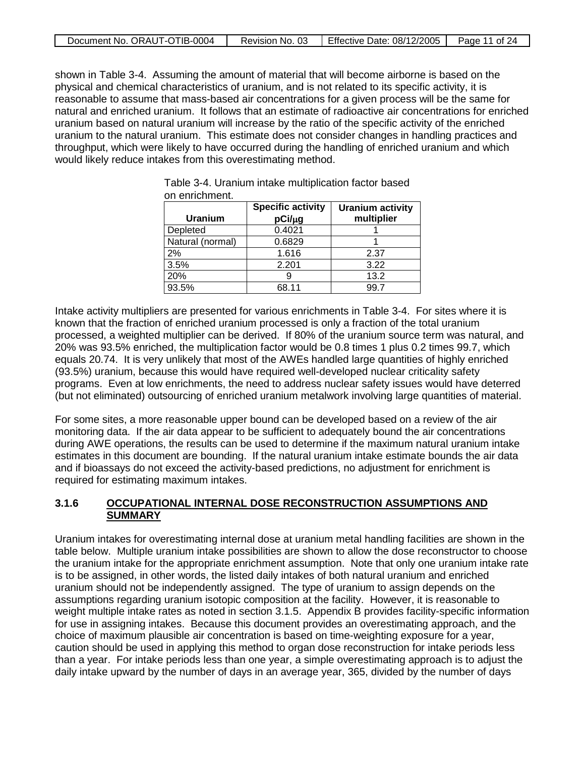shown in Table 3-4. Assuming the amount of material that will become airborne is based on the physical and chemical characteristics of uranium, and is not related to its specific activity, it is reasonable to assume that mass-based air concentrations for a given process will be the same for natural and enriched uranium. It follows that an estimate of radioactive air concentrations for enriched uranium based on natural uranium will increase by the ratio of the specific activity of the enriched uranium to the natural uranium. This estimate does not consider changes in handling practices and throughput, which were likely to have occurred during the handling of enriched uranium and which would likely reduce intakes from this overestimating method.

Table 3-4. Uranium intake multiplication factor based on enrichment.

| Uranium | Specific activity pCi/μg | Uranium activity multiplier |
|---|---|---|
| Depleted | 0.4021 | 1 |
| Natural (normal) | 0.6829 | 1 |
| 2% | 1.616 | 2.37 |
| 3.5% | 2.201 | 3.22 |
| 20% | 9 | 13.2 |
| 93.5% | 68.11 | 99.7 |

Intake activity multipliers are presented for various enrichments in Table 3-4. For sites where it is known that the fraction of enriched uranium processed is only a fraction of the total uranium processed, a weighted multiplier can be derived. If 80% of the uranium source term was natural, and 20% was 93.5% enriched, the multiplication factor would be 0.8 times 1 plus 0.2 times 99.7, which equals 20.74. It is very unlikely that most of the AWEs handled large quantities of highly enriched (93.5%) uranium, because this would have required well-developed nuclear criticality safety programs. Even at low enrichments, the need to address nuclear safety issues would have deterred (but not eliminated) outsourcing of enriched uranium metalwork involving large quantities of material.

For some sites, a more reasonable upper bound can be developed based on a review of the air monitoring data. If the air data appear to be sufficient to adequately bound the air concentrations during AWE operations, the results can be used to determine if the maximum natural uranium intake estimates in this document are bounding. If the natural uranium intake estimate bounds the air data and if bioassays do not exceed the activity-based predictions, no adjustment for enrichment is required for estimating maximum intakes.

### 3.1.6 OCCUPATIONAL INTERNAL DOSE RECONSTRUCTION ASSUMPTIONS AND SUMMARY

Uranium intakes for overestimating internal dose at uranium metal handling facilities are shown in the table below. Multiple uranium intake possibilities are shown to allow the dose reconstructor to choose the uranium intake for the appropriate enrichment assumption. Note that only one uranium intake rate is to be assigned, in other words, the listed daily intakes of both natural uranium and enriched uranium should not be independently assigned. The type of uranium to assign depends on the assumptions regarding uranium isotopic composition at the facility. However, it is reasonable to weight multiple intake rates as noted in section 3.1.5. Appendix B provides facility-specific information for use in assigning intakes. Because this document provides an overestimating approach, and the choice of maximum plausible air concentration is based on time-weighting exposure for a year, caution should be used in applying this method to organ dose reconstruction for intake periods less than a year. For intake periods less than one year, a simple overestimating approach is to adjust the daily intake upward by the number of days in an average year, 365, divided by the number of days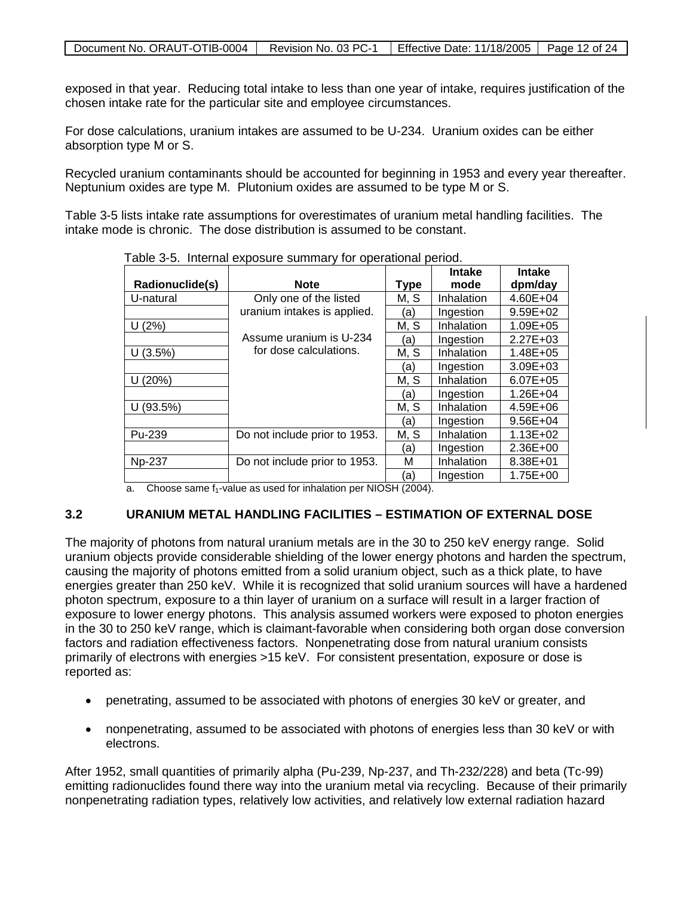exposed in that year. Reducing total intake to less than one year of intake, requires justification of the chosen intake rate for the particular site and employee circumstances.

For dose calculations, uranium intakes are assumed to be U-234. Uranium oxides can be either absorption type M or S.

Recycled uranium contaminants should be accounted for beginning in 1953 and every year thereafter. Neptunium oxides are type M. Plutonium oxides are assumed to be type M or S.

Table 3-5 lists intake rate assumptions for overestimates of uranium metal handling facilities. The intake mode is chronic. The dose distribution is assumed to be constant.

Table 3-5. Internal exposure summary for operational period.

| Radionuclide(s) | Note | Type | Intake mode | Intake dpm/day |
|---|---|---|---|---|
| U-natural | Only one of the listed uranium intakes is applied. Assume uranium is U-234 for dose calculations. | M, S | Inhalation | 4.60E+04 |
| | | (a) | Ingestion | 9.59E+02 |
| U (2%) | | M, S | Inhalation | 1.09E+05 |
| | | (a) | Ingestion | 2.27E+03 |
| U (3.5%) | | M, S | Inhalation | 1.48E+05 |
| | | (a) | Ingestion | 3.09E+03 |
| U (20%) | | M, S | Inhalation | 6.07E+05 |
| | | (a) | Ingestion | 1.26E+04 |
| U (93.5%) | | M, S | Inhalation | 4.59E+06 |
| | | (a) | Ingestion | 9.56E+04 |
| Pu-239 | Do not include prior to 1953. | M, S | Inhalation | 1.13E+02 |
| | | (a) | Ingestion | 2.36E+00 |
| Np-237 | Do not include prior to 1953. | M | Inhalation | 8.38E+01 |
| | | (a) | Ingestion | 1.75E+00 |

a. Choose same $f_1$-value as used for inhalation per NIOSH (2004).

### 3.2 URANIUM METAL HANDLING FACILITIES – ESTIMATION OF EXTERNAL DOSE

The majority of photons from natural uranium metals are in the 30 to 250 keV energy range. Solid uranium objects provide considerable shielding of the lower energy photons and harden the spectrum, causing the majority of photons emitted from a solid uranium object, such as a thick plate, to have energies greater than 250 keV. While it is recognized that solid uranium sources will have a hardened photon spectrum, exposure to a thin layer of uranium on a surface will result in a larger fraction of exposure to lower energy photons. This analysis assumed workers were exposed to photon energies in the 30 to 250 keV range, which is claimant-favorable when considering both organ dose conversion factors and radiation effectiveness factors. Nonpenetrating dose from natural uranium consists primarily of electrons with energies >15 keV. For consistent presentation, exposure or dose is reported as:

- penetrating, assumed to be associated with photons of energies 30 keV or greater, and
- nonpenetrating, assumed to be associated with photons of energies less than 30 keV or with electrons.

After 1952, small quantities of primarily alpha (Pu-239, Np-237, and Th-232/228) and beta (Tc-99) emitting radionuclides found there way into the uranium metal via recycling. Because of their primarily nonpenetrating radiation types, relatively low activities, and relatively low external radiation hazard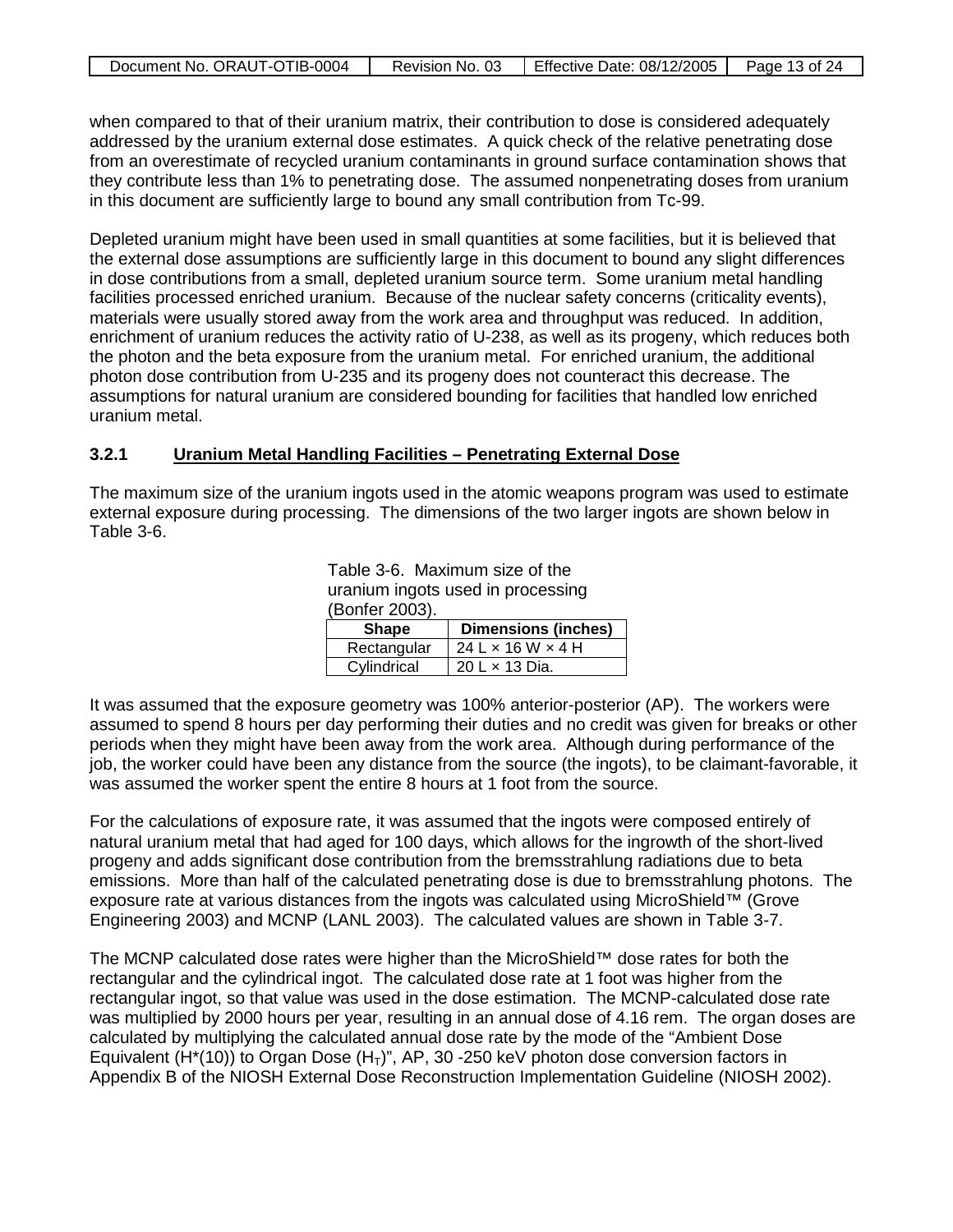when compared to that of their uranium matrix, their contribution to dose is considered adequately addressed by the uranium external dose estimates. A quick check of the relative penetrating dose from an overestimate of recycled uranium contaminants in ground surface contamination shows that they contribute less than 1% to penetrating dose. The assumed nonpenetrating doses from uranium in this document are sufficiently large to bound any small contribution from Tc-99.

Depleted uranium might have been used in small quantities at some facilities, but it is believed that the external dose assumptions are sufficiently large in this document to bound any slight differences in dose contributions from a small, depleted uranium source term. Some uranium metal handling facilities processed enriched uranium. Because of the nuclear safety concerns (criticality events), materials were usually stored away from the work area and throughput was reduced. In addition, enrichment of uranium reduces the activity ratio of U-238, as well as its progeny, which reduces both the photon and the beta exposure from the uranium metal. For enriched uranium, the additional photon dose contribution from U-235 and its progeny does not counteract this decrease. The assumptions for natural uranium are considered bounding for facilities that handled low enriched uranium metal.

### 3.2.1 Uranium Metal Handling Facilities – Penetrating External Dose

The maximum size of the uranium ingots used in the atomic weapons program was used to estimate external exposure during processing. The dimensions of the two larger ingots are shown below in Table 3-6.

Table 3-6. Maximum size of the uranium ingots used in processing (Bonfer 2003).

| Shape | Dimensions (inches) |
|---|---|
| Rectangular | 24 L × 16 W × 4 H |
| Cylindrical | 20 L × 13 Dia. |

It was assumed that the exposure geometry was 100% anterior-posterior (AP). The workers were assumed to spend 8 hours per day performing their duties and no credit was given for breaks or other periods when they might have been away from the work area. Although during performance of the job, the worker could have been any distance from the source (the ingots), to be claimant-favorable, it was assumed the worker spent the entire 8 hours at 1 foot from the source.

For the calculations of exposure rate, it was assumed that the ingots were composed entirely of natural uranium metal that had aged for 100 days, which allows for the ingrowth of the short-lived progeny and adds significant dose contribution from the bremsstrahlung radiations due to beta emissions. More than half of the calculated penetrating dose is due to bremsstrahlung photons. The exposure rate at various distances from the ingots was calculated using MicroShield™ (Grove Engineering 2003) and MCNP (LANL 2003). The calculated values are shown in Table 3-7.

The MCNP calculated dose rates were higher than the MicroShield™ dose rates for both the rectangular and the cylindrical ingot. The calculated dose rate at 1 foot was higher from the rectangular ingot, so that value was used in the dose estimation. The MCNP-calculated dose rate was multiplied by 2000 hours per year, resulting in an annual dose of 4.16 rem. The organ doses are calculated by multiplying the calculated annual dose rate by the mode of the "Ambient Dose Equivalent ($H^*(10)$) to Organ Dose ($H_T$)", AP, 30 -250 keV photon dose conversion factors in Appendix B of the NIOSH External Dose Reconstruction Implementation Guideline (NIOSH 2002).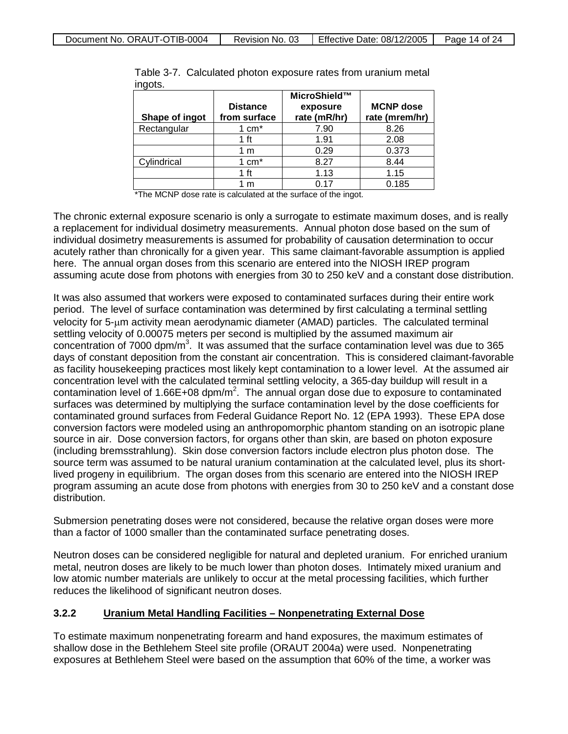Table 3-7. Calculated photon exposure rates from uranium metal ingots.

| Shape of ingot | Distance from surface | MicroShield™ exposure rate (mR/hr) | MCNP dose rate (mrem/hr) |
|---|---|---|---|
| Rectangular | 1 cm* | 7.90 | 8.26 |
| | 1 ft | 1.91 | 2.08 |
| | 1 m | 0.29 | 0.373 |
| Cylindrical | 1 cm* | 8.27 | 8.44 |
| | 1 ft | 1.13 | 1.15 |
| | 1 m | 0.17 | 0.185 |

*The MCNP dose rate is calculated at the surface of the ingot.

The chronic external exposure scenario is only a surrogate to estimate maximum doses, and is really a replacement for individual dosimetry measurements. Annual photon dose based on the sum of individual dosimetry measurements is assumed for probability of causation determination to occur acutely rather than chronically for a given year. This same claimant-favorable assumption is applied here. The annual organ doses from this scenario are entered into the NIOSH IREP program assuming acute dose from photons with energies from 30 to 250 keV and a constant dose distribution.

It was also assumed that workers were exposed to contaminated surfaces during their entire work period. The level of surface contamination was determined by first calculating a terminal settling velocity for 5-μm activity mean aerodynamic diameter (AMAD) particles. The calculated terminal settling velocity of 0.00075 meters per second is multiplied by the assumed maximum air concentration of 7000 dpm/m$^3$. It was assumed that the surface contamination level was due to 365 days of constant deposition from the constant air concentration. This is considered claimant-favorable as facility housekeeping practices most likely kept contamination to a lower level. At the assumed air concentration level with the calculated terminal settling velocity, a 365-day buildup will result in a contamination level of 1.66E+08 dpm/m$^2$. The annual organ dose due to exposure to contaminated surfaces was determined by multiplying the surface contamination level by the dose coefficients for contaminated ground surfaces from Federal Guidance Report No. 12 (EPA 1993). These EPA dose conversion factors were modeled using an anthropomorphic phantom standing on an isotropic plane source in air. Dose conversion factors, for organs other than skin, are based on photon exposure (including bremsstrahlung). Skin dose conversion factors include electron plus photon dose. The source term was assumed to be natural uranium contamination at the calculated level, plus its short-lived progeny in equilibrium. The organ doses from this scenario are entered into the NIOSH IREP program assuming an acute dose from photons with energies from 30 to 250 keV and a constant dose distribution.

Submersion penetrating doses were not considered, because the relative organ doses were more than a factor of 1000 smaller than the contaminated surface penetrating doses.

Neutron doses can be considered negligible for natural and depleted uranium. For enriched uranium metal, neutron doses are likely to be much lower than photon doses. Intimately mixed uranium and low atomic number materials are unlikely to occur at the metal processing facilities, which further reduces the likelihood of significant neutron doses.

### 3.2.2 Uranium Metal Handling Facilities – Nonpenetrating External Dose

To estimate maximum nonpenetrating forearm and hand exposures, the maximum estimates of shallow dose in the Bethlehem Steel site profile (ORAUT 2004a) were used. Nonpenetrating exposures at Bethlehem Steel were based on the assumption that 60% of the time, a worker was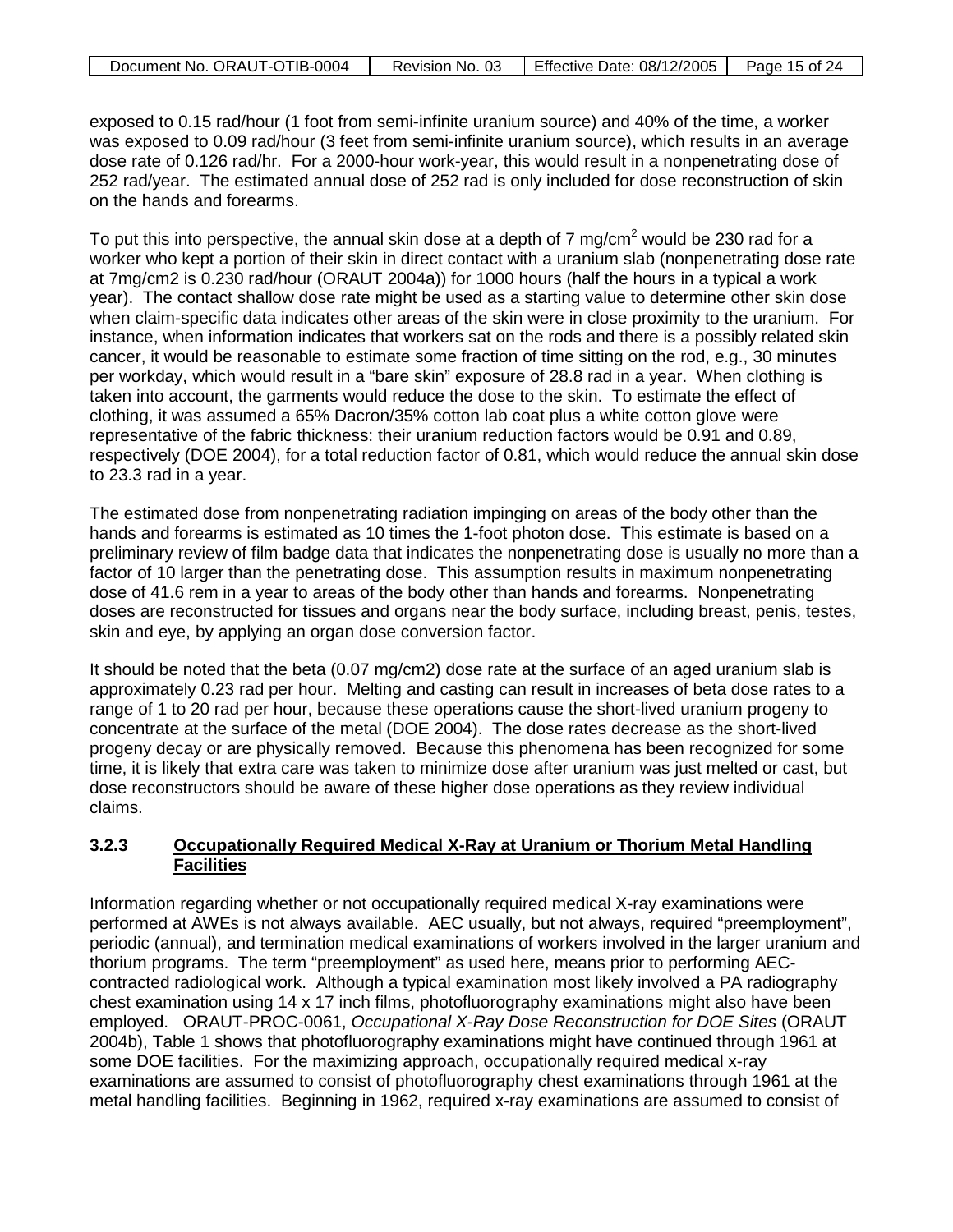exposed to 0.15 rad/hour (1 foot from semi-infinite uranium source) and 40% of the time, a worker was exposed to 0.09 rad/hour (3 feet from semi-infinite uranium source), which results in an average dose rate of 0.126 rad/hr. For a 2000-hour work-year, this would result in a nonpenetrating dose of 252 rad/year. The estimated annual dose of 252 rad is only included for dose reconstruction of skin on the hands and forearms.

To put this into perspective, the annual skin dose at a depth of 7 $mg/cm^2$ would be 230 rad for a worker who kept a portion of their skin in direct contact with a uranium slab (nonpenetrating dose rate at 7mg/cm2 is 0.230 rad/hour (ORAUT 2004a)) for 1000 hours (half the hours in a typical a work year). The contact shallow dose rate might be used as a starting value to determine other skin dose when claim-specific data indicates other areas of the skin were in close proximity to the uranium. For instance, when information indicates that workers sat on the rods and there is a possibly related skin cancer, it would be reasonable to estimate some fraction of time sitting on the rod, e.g., 30 minutes per workday, which would result in a "bare skin" exposure of 28.8 rad in a year. When clothing is taken into account, the garments would reduce the dose to the skin. To estimate the effect of clothing, it was assumed a 65% Dacron/35% cotton lab coat plus a white cotton glove were representative of the fabric thickness: their uranium reduction factors would be 0.91 and 0.89, respectively (DOE 2004), for a total reduction factor of 0.81, which would reduce the annual skin dose to 23.3 rad in a year.

The estimated dose from nonpenetrating radiation impinging on areas of the body other than the hands and forearms is estimated as 10 times the 1-foot photon dose. This estimate is based on a preliminary review of film badge data that indicates the nonpenetrating dose is usually no more than a factor of 10 larger than the penetrating dose. This assumption results in maximum nonpenetrating dose of 41.6 rem in a year to areas of the body other than hands and forearms. Nonpenetrating doses are reconstructed for tissues and organs near the body surface, including breast, penis, testes, skin and eye, by applying an organ dose conversion factor.

It should be noted that the beta (0.07 mg/cm2) dose rate at the surface of an aged uranium slab is approximately 0.23 rad per hour. Melting and casting can result in increases of beta dose rates to a range of 1 to 20 rad per hour, because these operations cause the short-lived uranium progeny to concentrate at the surface of the metal (DOE 2004). The dose rates decrease as the short-lived progeny decay or are physically removed. Because this phenomena has been recognized for some time, it is likely that extra care was taken to minimize dose after uranium was just melted or cast, but dose reconstructors should be aware of these higher dose operations as they review individual claims.

### 3.2.3 Occupationally Required Medical X-Ray at Uranium or Thorium Metal Handling Facilities

Information regarding whether or not occupationally required medical X-ray examinations were performed at AWEs is not always available. AEC usually, but not always, required "preemployment", periodic (annual), and termination medical examinations of workers involved in the larger uranium and thorium programs. The term "preemployment" as used here, means prior to performing AEC-contracted radiological work. Although a typical examination most likely involved a PA radiography chest examination using 14 x 17 inch films, photofluorography examinations might also have been employed. ORAUT-PROC-0061, *Occupational X-Ray Dose Reconstruction for DOE Sites* (ORAUT 2004b), Table 1 shows that photofluorography examinations might have continued through 1961 at some DOE facilities. For the maximizing approach, occupationally required medical x-ray examinations are assumed to consist of photofluorography chest examinations through 1961 at the metal handling facilities. Beginning in 1962, required x-ray examinations are assumed to consist of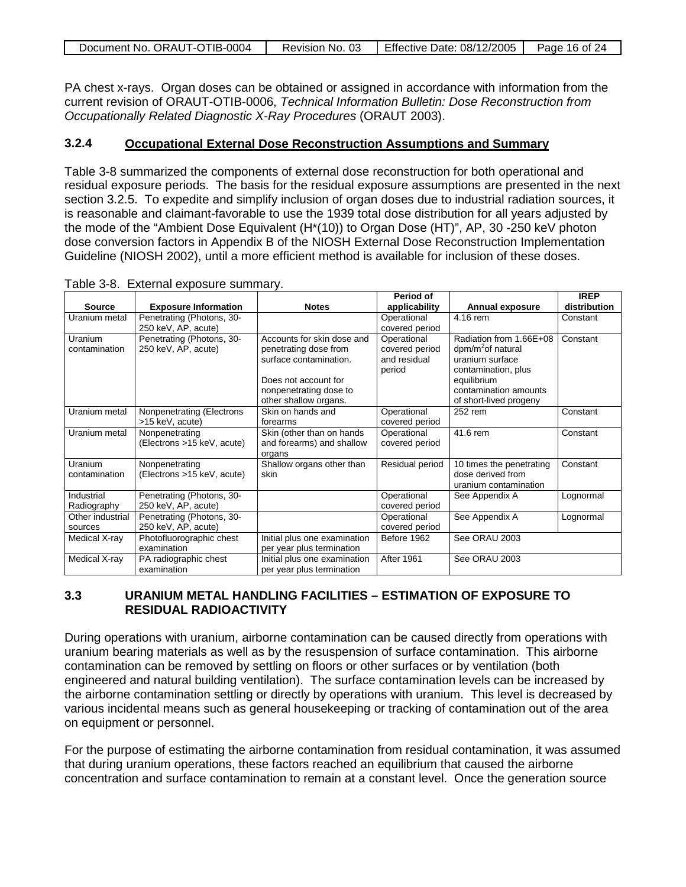PA chest x-rays. Organ doses can be obtained or assigned in accordance with information from the current revision of ORAUT-OTIB-0006, *Technical Information Bulletin: Dose Reconstruction from Occupationally Related Diagnostic X-Ray Procedures* (ORAUT 2003).

### 3.2.4 Occupational External Dose Reconstruction Assumptions and Summary

Table 3-8 summarized the components of external dose reconstruction for both operational and residual exposure periods. The basis for the residual exposure assumptions are presented in the next section 3.2.5. To expedite and simplify inclusion of organ doses due to industrial radiation sources, it is reasonable and claimant-favorable to use the 1939 total dose distribution for all years adjusted by the mode of the "Ambient Dose Equivalent (H*(10)) to Organ Dose (HT)", AP, 30 -250 keV photon dose conversion factors in Appendix B of the NIOSH External Dose Reconstruction Implementation Guideline (NIOSH 2002), until a more efficient method is available for inclusion of these doses.

Table 3-8. External exposure summary.

| Source | Exposure Information | Notes | Period of applicability | Annual exposure | IREP distribution |
|---|---|---|---|---|---|
| Uranium metal | Penetrating (Photons, 30-250 keV, AP, acute) | | Operational covered period | 4.16 rem | Constant |
| Uranium contamination | Penetrating (Photons, 30-250 keV, AP, acute) | Accounts for skin dose and penetrating dose from surface contamination.<br><br>Does not account for nonpenetrating dose to other shallow organs. | Operational covered period and residual period | Radiation from 1.66E+08 dpm/m$^2$of natural uranium surface contamination, plus equilibrium contamination amounts of short-lived progeny | Constant |
| Uranium metal | Nonpenetrating (Electrons >15 keV, acute) | Skin on hands and forearms | Operational covered period | 252 rem | Constant |
| Uranium metal | Nonpenetrating (Electrons >15 keV, acute) | Skin (other than on hands and forearms) and shallow organs | Operational covered period | 41.6 rem | Constant |
| Uranium contamination | Nonpenetrating (Electrons >15 keV, acute) | Shallow organs other than skin | Residual period | 10 times the penetrating dose derived from uranium contamination | Constant |
| Industrial Radiography | Penetrating (Photons, 30-250 keV, AP, acute) | | Operational covered period | See Appendix A | Lognormal |
| Other industrial sources | Penetrating (Photons, 30-250 keV, AP, acute) | | Operational covered period | See Appendix A | Lognormal |
| Medical X-ray | Photofluorographic chest examination | Initial plus one examination per year plus termination | Before 1962 | See ORAU 2003 | |
| Medical X-ray | PA radiographic chest examination | Initial plus one examination per year plus termination | After 1961 | See ORAU 2003 | |

## 3.3 URANIUM METAL HANDLING FACILITIES – ESTIMATION OF EXPOSURE TO RESIDUAL RADIOACTIVITY

During operations with uranium, airborne contamination can be caused directly from operations with uranium bearing materials as well as by the resuspension of surface contamination. This airborne contamination can be removed by settling on floors or other surfaces or by ventilation (both engineered and natural building ventilation). The surface contamination levels can be increased by the airborne contamination settling or directly by operations with uranium. This level is decreased by various incidental means such as general housekeeping or tracking of contamination out of the area on equipment or personnel.

For the purpose of estimating the airborne contamination from residual contamination, it was assumed that during uranium operations, these factors reached an equilibrium that caused the airborne concentration and surface contamination to remain at a constant level. Once the generation source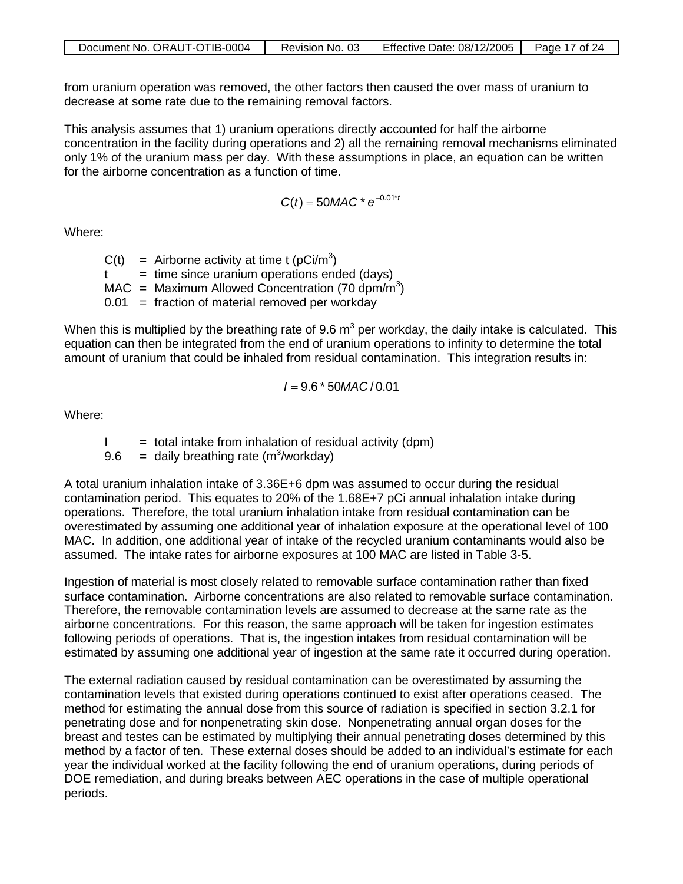from uranium operation was removed, the other factors then caused the over mass of uranium to decrease at some rate due to the remaining removal factors.

This analysis assumes that 1) uranium operations directly accounted for half the airborne concentration in the facility during operations and 2) all the remaining removal mechanisms eliminated only 1% of the uranium mass per day. With these assumptions in place, an equation can be written for the airborne concentration as a function of time.

$$C(t) = 50MAC * e^{-0.01*t}$$

Where:

- $C(t)$ = Airborne activity at time t (pCi/m$^3$)
- $t$ = time since uranium operations ended (days)
- MAC = Maximum Allowed Concentration (70 dpm/m$^3$)
- 0.01 = fraction of material removed per workday

When this is multiplied by the breathing rate of 9.6 m$^3$ per workday, the daily intake is calculated. This equation can then be integrated from the end of uranium operations to infinity to determine the total amount of uranium that could be inhaled from residual contamination. This integration results in:

$$I = 9.6 * 50MAC / 0.01$$

Where:

- $I$ = total intake from inhalation of residual activity (dpm)
- 9.6 = daily breathing rate (m$^3$/workday)

A total uranium inhalation intake of 3.36E+6 dpm was assumed to occur during the residual contamination period. This equates to 20% of the 1.68E+7 pCi annual inhalation intake during operations. Therefore, the total uranium inhalation intake from residual contamination can be overestimated by assuming one additional year of inhalation exposure at the operational level of 100 MAC. In addition, one additional year of intake of the recycled uranium contaminants would also be assumed. The intake rates for airborne exposures at 100 MAC are listed in Table 3-5.

Ingestion of material is most closely related to removable surface contamination rather than fixed surface contamination. Airborne concentrations are also related to removable surface contamination. Therefore, the removable contamination levels are assumed to decrease at the same rate as the airborne concentrations. For this reason, the same approach will be taken for ingestion estimates following periods of operations. That is, the ingestion intakes from residual contamination will be estimated by assuming one additional year of ingestion at the same rate it occurred during operation.

The external radiation caused by residual contamination can be overestimated by assuming the contamination levels that existed during operations continued to exist after operations ceased. The method for estimating the annual dose from this source of radiation is specified in section 3.2.1 for penetrating dose and for nonpenetrating skin dose. Nonpenetrating annual organ doses for the breast and testes can be estimated by multiplying their annual penetrating doses determined by this method by a factor of ten. These external doses should be added to an individual's estimate for each year the individual worked at the facility following the end of uranium operations, during periods of DOE remediation, and during breaks between AEC operations in the case of multiple operational periods.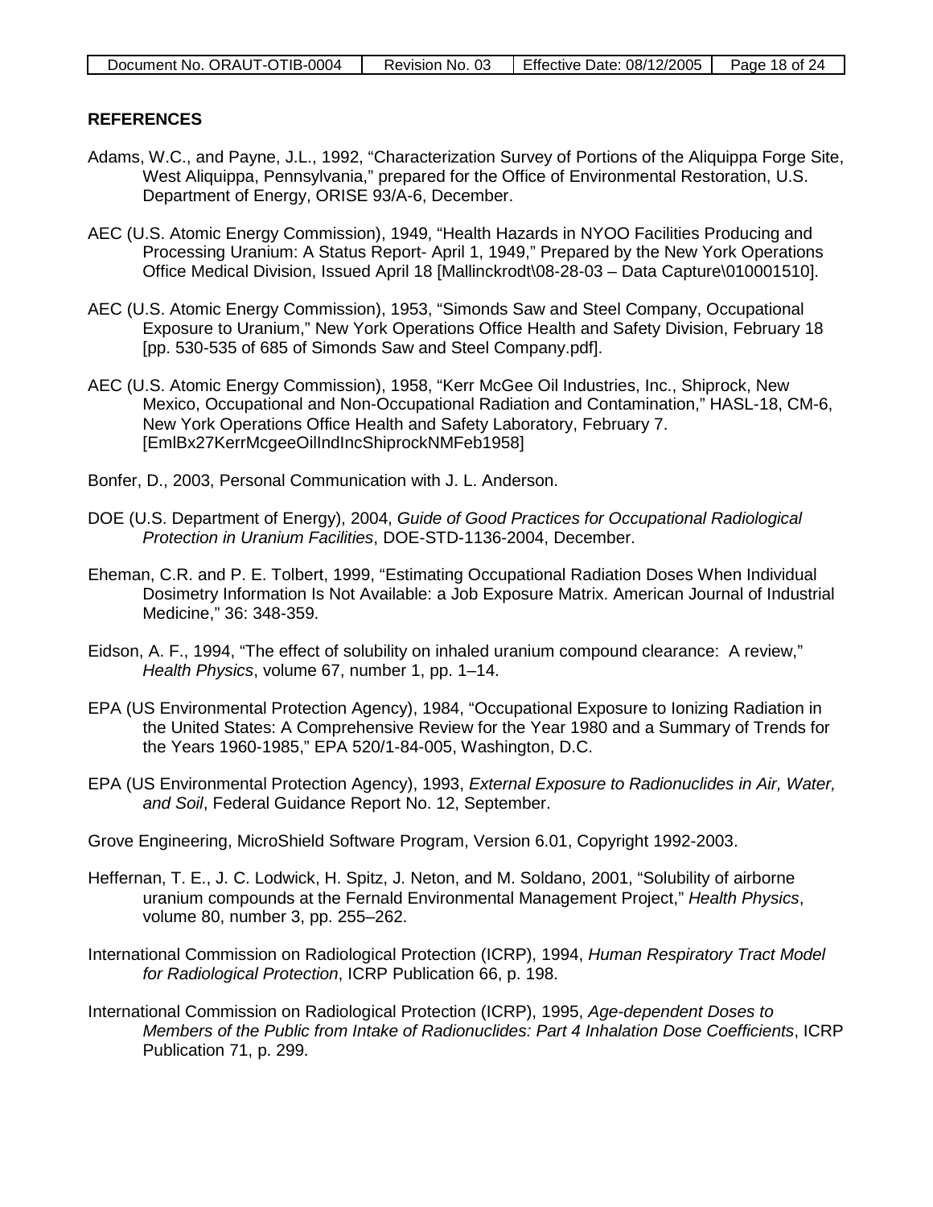## REFERENCES

Adams, W.C., and Payne, J.L., 1992, "Characterization Survey of Portions of the Aliquippa Forge Site, West Aliquippa, Pennsylvania," prepared for the Office of Environmental Restoration, U.S. Department of Energy, ORISE 93/A-6, December.

AEC (U.S. Atomic Energy Commission), 1949, "Health Hazards in NYOO Facilities Producing and Processing Uranium: A Status Report- April 1, 1949," Prepared by the New York Operations Office Medical Division, Issued April 18 [Mallinckrodt\08-28-03 – Data Capture\010001510].

AEC (U.S. Atomic Energy Commission), 1953, "Simonds Saw and Steel Company, Occupational Exposure to Uranium," New York Operations Office Health and Safety Division, February 18 [pp. 530-535 of 685 of Simonds Saw and Steel Company.pdf].

AEC (U.S. Atomic Energy Commission), 1958, "Kerr McGee Oil Industries, Inc., Shiprock, New Mexico, Occupational and Non-Occupational Radiation and Contamination," HASL-18, CM-6, New York Operations Office Health and Safety Laboratory, February 7. [EmlBx27KerrMcgeeOilIndIncShiprockNMFeb1958]

Bonfer, D., 2003, Personal Communication with J. L. Anderson.

DOE (U.S. Department of Energy), 2004, *Guide of Good Practices for Occupational Radiological Protection in Uranium Facilities*, DOE-STD-1136-2004, December.

Eheman, C.R. and P. E. Tolbert, 1999, "Estimating Occupational Radiation Doses When Individual Dosimetry Information Is Not Available: a Job Exposure Matrix. American Journal of Industrial Medicine," 36: 348-359.

Eidson, A. F., 1994, "The effect of solubility on inhaled uranium compound clearance: A review," *Health Physics*, volume 67, number 1, pp. 1–14.

EPA (US Environmental Protection Agency), 1984, "Occupational Exposure to Ionizing Radiation in the United States: A Comprehensive Review for the Year 1980 and a Summary of Trends for the Years 1960-1985," EPA 520/1-84-005, Washington, D.C.

EPA (US Environmental Protection Agency), 1993, *External Exposure to Radionuclides in Air, Water, and Soil*, Federal Guidance Report No. 12, September.

Grove Engineering, MicroShield Software Program, Version 6.01, Copyright 1992-2003.

Heffernan, T. E., J. C. Lodwick, H. Spitz, J. Neton, and M. Soldano, 2001, "Solubility of airborne uranium compounds at the Fernald Environmental Management Project," *Health Physics*, volume 80, number 3, pp. 255–262.

International Commission on Radiological Protection (ICRP), 1994, *Human Respiratory Tract Model for Radiological Protection*, ICRP Publication 66, p. 198.

International Commission on Radiological Protection (ICRP), 1995, *Age-dependent Doses to Members of the Public from Intake of Radionuclides: Part 4 Inhalation Dose Coefficients*, ICRP Publication 71, p. 299.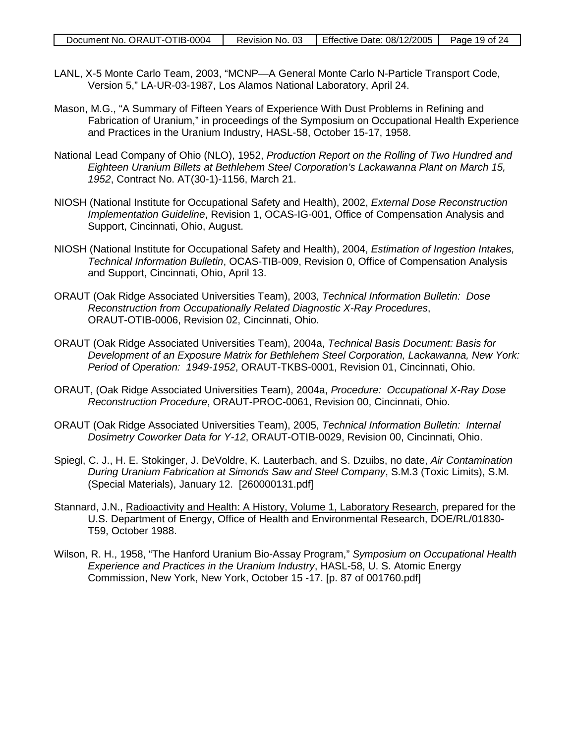LANL, X-5 Monte Carlo Team, 2003, "MCNP—A General Monte Carlo N-Particle Transport Code, Version 5," LA-UR-03-1987, Los Alamos National Laboratory, April 24.

Mason, M.G., "A Summary of Fifteen Years of Experience With Dust Problems in Refining and Fabrication of Uranium," in proceedings of the Symposium on Occupational Health Experience and Practices in the Uranium Industry, HASL-58, October 15-17, 1958.

National Lead Company of Ohio (NLO), 1952, *Production Report on the Rolling of Two Hundred and Eighteen Uranium Billets at Bethlehem Steel Corporation's Lackawanna Plant on March 15, 1952*, Contract No. AT(30-1)-1156, March 21.

NIOSH (National Institute for Occupational Safety and Health), 2002, *External Dose Reconstruction Implementation Guideline*, Revision 1, OCAS-IG-001, Office of Compensation Analysis and Support, Cincinnati, Ohio, August.

NIOSH (National Institute for Occupational Safety and Health), 2004, *Estimation of Ingestion Intakes, Technical Information Bulletin*, OCAS-TIB-009, Revision 0, Office of Compensation Analysis and Support, Cincinnati, Ohio, April 13.

ORAUT (Oak Ridge Associated Universities Team), 2003, *Technical Information Bulletin: Dose Reconstruction from Occupationally Related Diagnostic X-Ray Procedures*, ORAUT-OTIB-0006, Revision 02, Cincinnati, Ohio.

ORAUT (Oak Ridge Associated Universities Team), 2004a, *Technical Basis Document: Basis for Development of an Exposure Matrix for Bethlehem Steel Corporation, Lackawanna, New York: Period of Operation: 1949-1952*, ORAUT-TKBS-0001, Revision 01, Cincinnati, Ohio.

ORAUT, (Oak Ridge Associated Universities Team), 2004a, *Procedure: Occupational X-Ray Dose Reconstruction Procedure*, ORAUT-PROC-0061, Revision 00, Cincinnati, Ohio.

ORAUT (Oak Ridge Associated Universities Team), 2005, *Technical Information Bulletin: Internal Dosimetry Coworker Data for Y-12*, ORAUT-OTIB-0029, Revision 00, Cincinnati, Ohio.

Spiegl, C. J., H. E. Stokinger, J. DeVoldre, K. Lauterbach, and S. Dzuibs, no date, *Air Contamination During Uranium Fabrication at Simonds Saw and Steel Company*, S.M.3 (Toxic Limits), S.M. (Special Materials), January 12. [260000131.pdf]

Stannard, J.N., Radioactivity and Health: A History, Volume 1, Laboratory Research, prepared for the U.S. Department of Energy, Office of Health and Environmental Research, DOE/RL/01830-T59, October 1988.

Wilson, R. H., 1958, "The Hanford Uranium Bio-Assay Program," *Symposium on Occupational Health Experience and Practices in the Uranium Industry*, HASL-58, U. S. Atomic Energy Commission, New York, New York, October 15 -17. [p. 87 of 001760.pdf]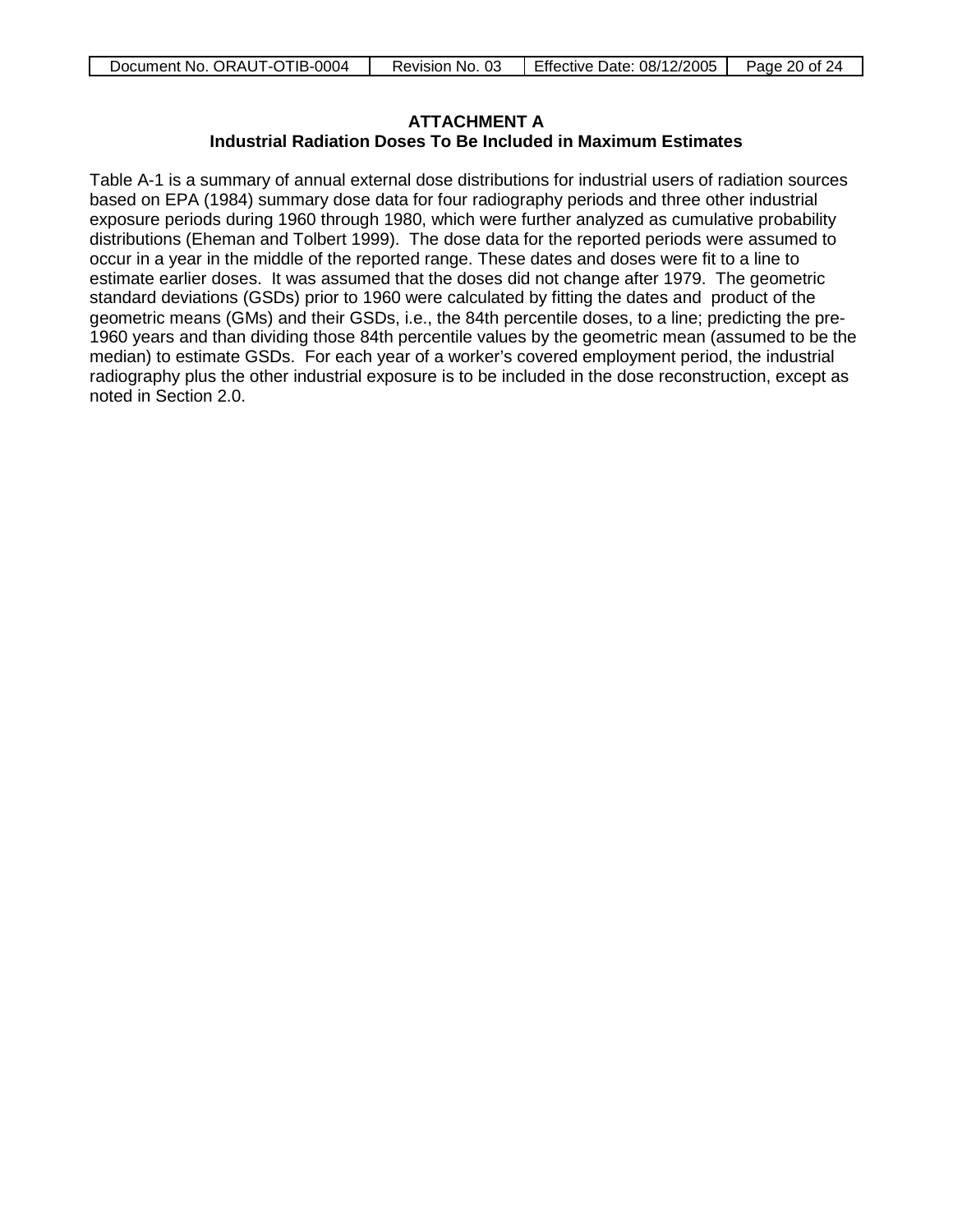## ATTACHMENT A
## Industrial Radiation Doses To Be Included in Maximum Estimates

Table A-1 is a summary of annual external dose distributions for industrial users of radiation sources based on EPA (1984) summary dose data for four radiography periods and three other industrial exposure periods during 1960 through 1980, which were further analyzed as cumulative probability distributions (Eheman and Tolbert 1999). The dose data for the reported periods were assumed to occur in a year in the middle of the reported range. These dates and doses were fit to a line to estimate earlier doses. It was assumed that the doses did not change after 1979. The geometric standard deviations (GSDs) prior to 1960 were calculated by fitting the dates and product of the geometric means (GMs) and their GSDs, i.e., the 84th percentile doses, to a line; predicting the pre-1960 years and than dividing those 84th percentile values by the geometric mean (assumed to be the median) to estimate GSDs. For each year of a worker's covered employment period, the industrial radiography plus the other industrial exposure is to be included in the dose reconstruction, except as noted in Section 2.0.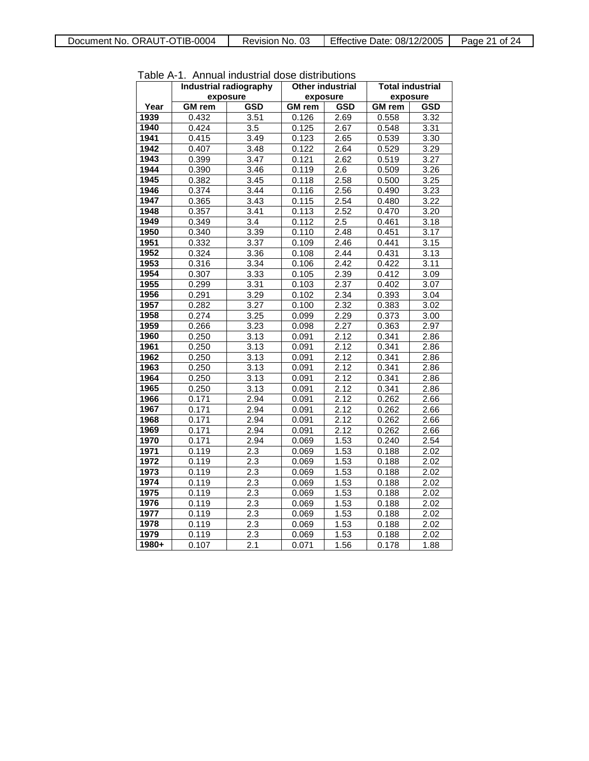Table A-1. Annual industrial dose distributions

| Year | Industrial radiography exposure | | Other industrial exposure | | Total industrial exposure | |
|---|---|---|---|---|---|---|
| | GM rem | GSD | GM rem | GSD | GM rem | GSD |
| 1939 | 0.432 | 3.51 | 0.126 | 2.69 | 0.558 | 3.32 |
| 1940 | 0.424 | 3.5 | 0.125 | 2.67 | 0.548 | 3.31 |
| 1941 | 0.415 | 3.49 | 0.123 | 2.65 | 0.539 | 3.30 |
| 1942 | 0.407 | 3.48 | 0.122 | 2.64 | 0.529 | 3.29 |
| 1943 | 0.399 | 3.47 | 0.121 | 2.62 | 0.519 | 3.27 |
| 1944 | 0.390 | 3.46 | 0.119 | 2.6 | 0.509 | 3.26 |
| 1945 | 0.382 | 3.45 | 0.118 | 2.58 | 0.500 | 3.25 |
| 1946 | 0.374 | 3.44 | 0.116 | 2.56 | 0.490 | 3.23 |
| 1947 | 0.365 | 3.43 | 0.115 | 2.54 | 0.480 | 3.22 |
| 1948 | 0.357 | 3.41 | 0.113 | 2.52 | 0.470 | 3.20 |
| 1949 | 0.349 | 3.4 | 0.112 | 2.5 | 0.461 | 3.18 |
| 1950 | 0.340 | 3.39 | 0.110 | 2.48 | 0.451 | 3.17 |
| 1951 | 0.332 | 3.37 | 0.109 | 2.46 | 0.441 | 3.15 |
| 1952 | 0.324 | 3.36 | 0.108 | 2.44 | 0.431 | 3.13 |
| 1953 | 0.316 | 3.34 | 0.106 | 2.42 | 0.422 | 3.11 |
| 1954 | 0.307 | 3.33 | 0.105 | 2.39 | 0.412 | 3.09 |
| 1955 | 0.299 | 3.31 | 0.103 | 2.37 | 0.402 | 3.07 |
| 1956 | 0.291 | 3.29 | 0.102 | 2.34 | 0.393 | 3.04 |
| 1957 | 0.282 | 3.27 | 0.100 | 2.32 | 0.383 | 3.02 |
| 1958 | 0.274 | 3.25 | 0.099 | 2.29 | 0.373 | 3.00 |
| 1959 | 0.266 | 3.23 | 0.098 | 2.27 | 0.363 | 2.97 |
| 1960 | 0.250 | 3.13 | 0.091 | 2.12 | 0.341 | 2.86 |
| 1961 | 0.250 | 3.13 | 0.091 | 2.12 | 0.341 | 2.86 |
| 1962 | 0.250 | 3.13 | 0.091 | 2.12 | 0.341 | 2.86 |
| 1963 | 0.250 | 3.13 | 0.091 | 2.12 | 0.341 | 2.86 |
| 1964 | 0.250 | 3.13 | 0.091 | 2.12 | 0.341 | 2.86 |
| 1965 | 0.250 | 3.13 | 0.091 | 2.12 | 0.341 | 2.86 |
| 1966 | 0.171 | 2.94 | 0.091 | 2.12 | 0.262 | 2.66 |
| 1967 | 0.171 | 2.94 | 0.091 | 2.12 | 0.262 | 2.66 |
| 1968 | 0.171 | 2.94 | 0.091 | 2.12 | 0.262 | 2.66 |
| 1969 | 0.171 | 2.94 | 0.091 | 2.12 | 0.262 | 2.66 |
| 1970 | 0.171 | 2.94 | 0.069 | 1.53 | 0.240 | 2.54 |
| 1971 | 0.119 | 2.3 | 0.069 | 1.53 | 0.188 | 2.02 |
| 1972 | 0.119 | 2.3 | 0.069 | 1.53 | 0.188 | 2.02 |
| 1973 | 0.119 | 2.3 | 0.069 | 1.53 | 0.188 | 2.02 |
| 1974 | 0.119 | 2.3 | 0.069 | 1.53 | 0.188 | 2.02 |
| 1975 | 0.119 | 2.3 | 0.069 | 1.53 | 0.188 | 2.02 |
| 1976 | 0.119 | 2.3 | 0.069 | 1.53 | 0.188 | 2.02 |
| 1977 | 0.119 | 2.3 | 0.069 | 1.53 | 0.188 | 2.02 |
| 1978 | 0.119 | 2.3 | 0.069 | 1.53 | 0.188 | 2.02 |
| 1979 | 0.119 | 2.3 | 0.069 | 1.53 | 0.188 | 2.02 |
| 1980+ | 0.107 | 2.1 | 0.071 | 1.56 | 0.178 | 1.88 |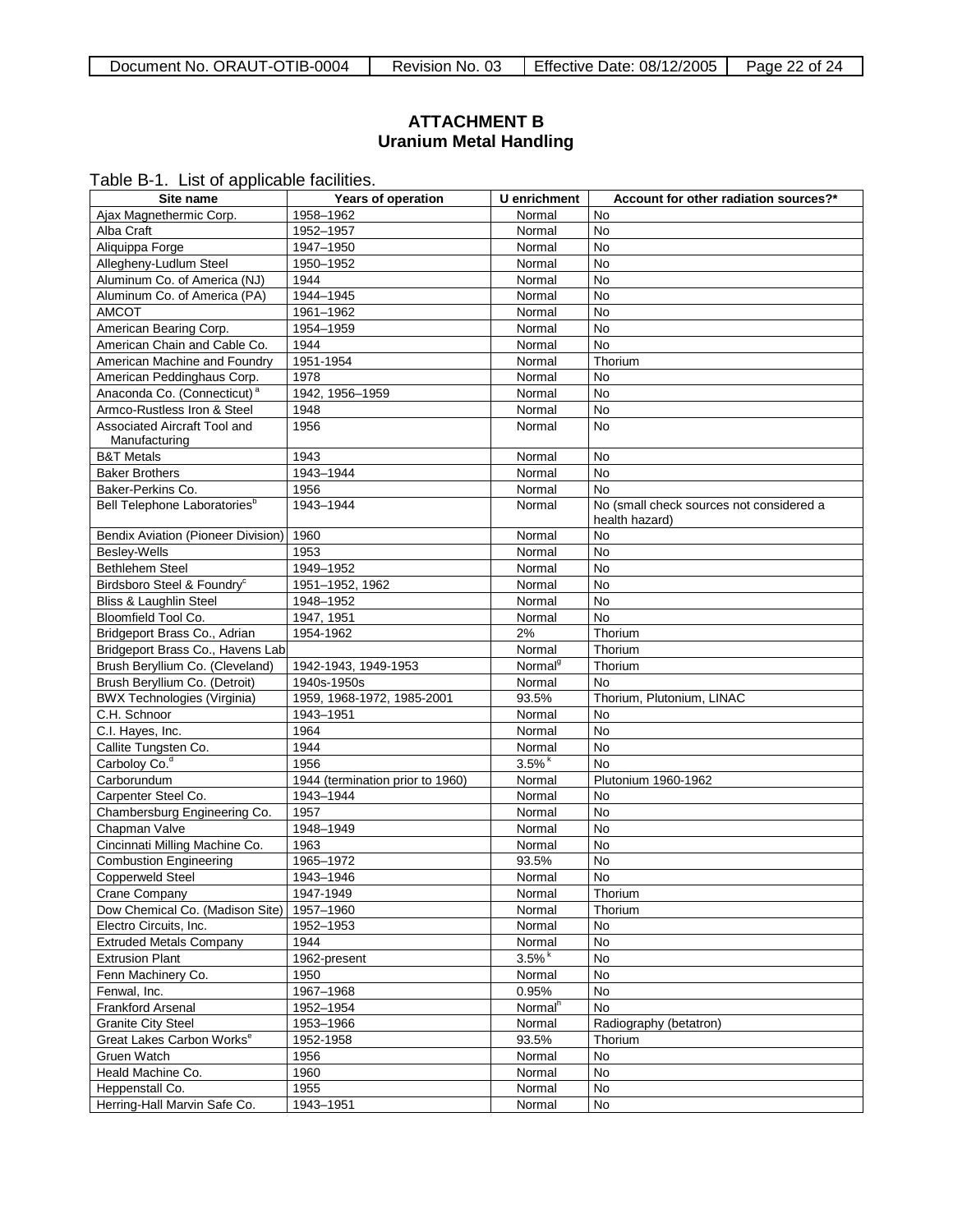## ATTACHMENT B
## Uranium Metal Handling

Table B-1. List of applicable facilities.

| Site name | Years of operation | U enrichment | Account for other radiation sources?* |
|---|---|---|---|
| Ajax Magnethermic Corp. | 1958–1962 | Normal | No |
| Alba Craft | 1952–1957 | Normal | No |
| Aliquippa Forge | 1947–1950 | Normal | No |
| Allegheny-Ludlum Steel | 1950–1952 | Normal | No |
| Aluminum Co. of America (NJ) | 1944 | Normal | No |
| Aluminum Co. of America (PA) | 1944–1945 | Normal | No |
| AMCOT | 1961–1962 | Normal | No |
| American Bearing Corp. | 1954–1959 | Normal | No |
| American Chain and Cable Co. | 1944 | Normal | No |
| American Machine and Foundry | 1951-1954 | Normal | Thorium |
| American Peddinghaus Corp. | 1978 | Normal | No |
| Anaconda Co. (Connecticut) [a] | 1942, 1956–1959 | Normal | No |
| Armco-Rustless Iron & Steel | 1948 | Normal | No |
| Associated Aircraft Tool and Manufacturing | 1956 | Normal | No |
| B&T Metals | 1943 | Normal | No |
| Baker Brothers | 1943–1944 | Normal | No |
| Baker-Perkins Co. | 1956 | Normal | No |
| Bell Telephone Laboratories[b] | 1943–1944 | Normal | No (small check sources not considered a health hazard) |
| Bendix Aviation (Pioneer Division) | 1960 | Normal | No |
| Besley-Wells | 1953 | Normal | No |
| Bethlehem Steel | 1949–1952 | Normal | No |
| Birdsboro Steel & Foundry[c] | 1951–1952, 1962 | Normal | No |
| Bliss & Laughlin Steel | 1948–1952 | Normal | No |
| Bloomfield Tool Co. | 1947, 1951 | Normal | No |
| Bridgeport Brass Co., Adrian | 1954-1962 | 2% | Thorium |
| Bridgeport Brass Co., Havens Lab | | Normal | Thorium |
| Brush Beryllium Co. (Cleveland) | 1942-1943, 1949-1953 | Normal[g] | Thorium |
| Brush Beryllium Co. (Detroit) | 1940s-1950s | Normal | No |
| BWX Technologies (Virginia) | 1959, 1968-1972, 1985-2001 | 93.5% | Thorium, Plutonium, LINAC |
| C.H. Schnoor | 1943–1951 | Normal | No |
| C.I. Hayes, Inc. | 1964 | Normal | No |
| Callite Tungsten Co. | 1944 | Normal | No |
| Carboloy Co.[d] | 1956 | 3.5% [k] | No |
| Carborundum | 1944 (termination prior to 1960) | Normal | Plutonium 1960-1962 |
| Carpenter Steel Co. | 1943–1944 | Normal | No |
| Chambersburg Engineering Co. | 1957 | Normal | No |
| Chapman Valve | 1948–1949 | Normal | No |
| Cincinnati Milling Machine Co. | 1963 | Normal | No |
| Combustion Engineering | 1965–1972 | 93.5% | No |
| Copperweld Steel | 1943–1946 | Normal | No |
| Crane Company | 1947-1949 | Normal | Thorium |
| Dow Chemical Co. (Madison Site) | 1957–1960 | Normal | Thorium |
| Electro Circuits, Inc. | 1952–1953 | Normal | No |
| Extruded Metals Company | 1944 | Normal | No |
| Extrusion Plant | 1962-present | 3.5% [k] | No |
| Fenn Machinery Co. | 1950 | Normal | No |
| Fenwal, Inc. | 1967–1968 | 0.95% | No |
| Frankford Arsenal | 1952–1954 | Normal[h] | No |
| Granite City Steel | 1953–1966 | Normal | Radiography (betatron) |
| Great Lakes Carbon Works[e] | 1952-1958 | 93.5% | Thorium |
| Gruen Watch | 1956 | Normal | No |
| Heald Machine Co. | 1960 | Normal | No |
| Heppenstall Co. | 1955 | Normal | No |
| Herring-Hall Marvin Safe Co. | 1943–1951 | Normal | No |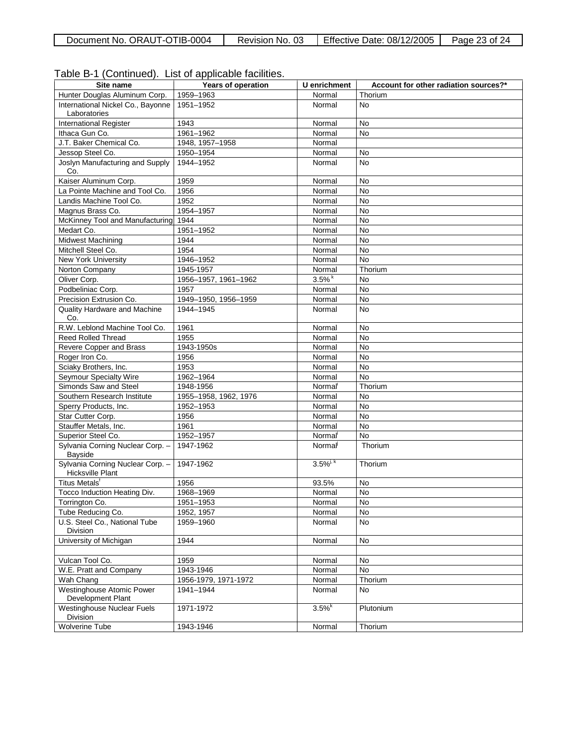Table B-1 (Continued). List of applicable facilities.

| Site name | Years of operation | U enrichment | Account for other radiation sources?* |
|---|---|---|---|
| Hunter Douglas Aluminum Corp. | 1959–1963 | Normal | Thorium |
| International Nickel Co., Bayonne Laboratories | 1951–1952 | Normal | No |
| International Register | 1943 | Normal | No |
| Ithaca Gun Co. | 1961–1962 | Normal | No |
| J.T. Baker Chemical Co. | 1948, 1957–1958 | Normal | |
| Jessop Steel Co. | 1950–1954 | Normal | No |
| Joslyn Manufacturing and Supply Co. | 1944–1952 | Normal | No |
| Kaiser Aluminum Corp. | 1959 | Normal | No |
| La Pointe Machine and Tool Co. | 1956 | Normal | No |
| Landis Machine Tool Co. | 1952 | Normal | No |
| Magnus Brass Co. | 1954–1957 | Normal | No |
| McKinney Tool and Manufacturing | 1944 | Normal | No |
| Medart Co. | 1951–1952 | Normal | No |
| Midwest Machining | 1944 | Normal | No |
| Mitchell Steel Co. | 1954 | Normal | No |
| New York University | 1946–1952 | Normal | No |
| Norton Company | 1945-1957 | Normal | Thorium |
| Oliver Corp. | 1956–1957, 1961–1962 | 3.5% [k] | No |
| Podbeliniac Corp. | 1957 | Normal | No |
| Precision Extrusion Co. | 1949–1950, 1956–1959 | Normal | No |
| Quality Hardware and Machine Co. | 1944–1945 | Normal | No |
| R.W. Leblond Machine Tool Co. | 1961 | Normal | No |
| Reed Rolled Thread | 1955 | Normal | No |
| Revere Copper and Brass | 1943-1950s | Normal | No |
| Roger Iron Co. | 1956 | Normal | No |
| Sciaky Brothers, Inc. | 1953 | Normal | No |
| Seymour Specialty Wire | 1962–1964 | Normal | No |
| Simonds Saw and Steel | 1948-1956 | Normal[l] | Thorium |
| Southern Research Institute | 1955–1958, 1962, 1976 | Normal | No |
| Sperry Products, Inc. | 1952–1953 | Normal | No |
| Star Cutter Corp. | 1956 | Normal | No |
| Stauffer Metals, Inc. | 1961 | Normal | No |
| Superior Steel Co. | 1952–1957 | Normal[l] | No |
| Sylvania Corning Nuclear Corp. – Bayside | 1947-1962 | Normal[j] | Thorium |
| Sylvania Corning Nuclear Corp. – Hicksville Plant | 1947-1962 | 3.5%[j, k] | Thorium |
| Titus Metals[†] | 1956 | 93.5% | No |
| Tocco Induction Heating Div. | 1968–1969 | Normal | No |
| Torrington Co. | 1951–1953 | Normal | No |
| Tube Reducing Co. | 1952, 1957 | Normal | No |
| U.S. Steel Co., National Tube Division | 1959–1960 | Normal | No |
| University of Michigan | 1944 | Normal | No |
| | | | |
| Vulcan Tool Co. | 1959 | Normal | No |
| W.E. Pratt and Company | 1943-1946 | Normal | No |
| Wah Chang | 1956-1979, 1971-1972 | Normal | Thorium |
| Westinghouse Atomic Power Development Plant | 1941–1944 | Normal | No |
| Westinghouse Nuclear Fuels Division | 1971-1972 | 3.5%[k] | Plutonium |
| Wolverine Tube | 1943-1946 | Normal | Thorium |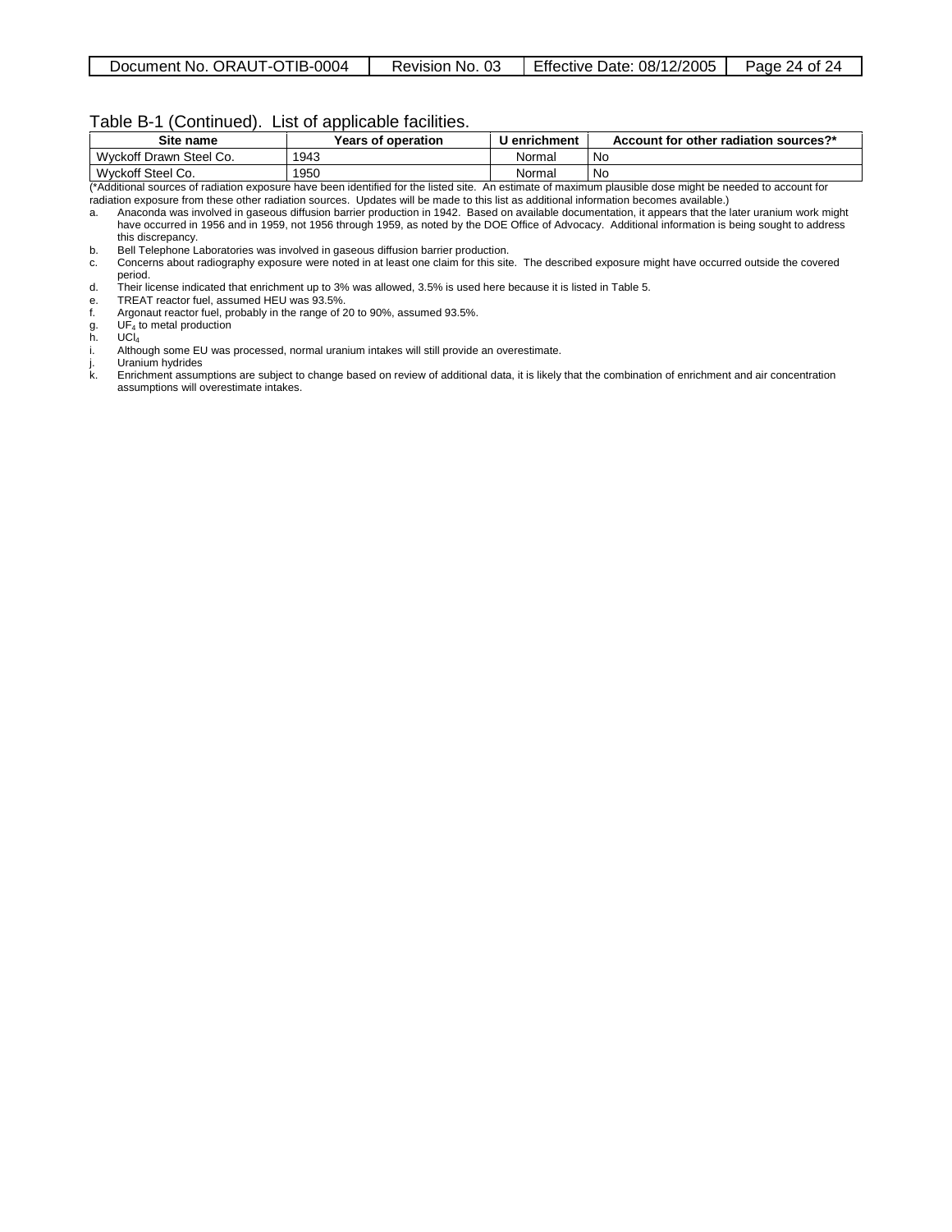Table B-1 (Continued). List of applicable facilities.

| Site name | Years of operation | U enrichment | Account for other radiation sources?* |
|---|---|---|---|
| Wyckoff Drawn Steel Co. | 1943 | Normal | No |
| Wyckoff Steel Co. | 1950 | Normal | No |

(*Additional sources of radiation exposure have been identified for the listed site. An estimate of maximum plausible dose might be needed to account for radiation exposure from these other radiation sources. Updates will be made to this list as additional information becomes available.)

a. Anaconda was involved in gaseous diffusion barrier production in 1942. Based on available documentation, it appears that the later uranium work might have occurred in 1956 and in 1959, not 1956 through 1959, as noted by the DOE Office of Advocacy. Additional information is being sought to address this discrepancy.
b. Bell Telephone Laboratories was involved in gaseous diffusion barrier production.
c. Concerns about radiography exposure were noted in at least one claim for this site. The described exposure might have occurred outside the covered period.
d. Their license indicated that enrichment up to 3% was allowed, 3.5% is used here because it is listed in Table 5.
e. TREAT reactor fuel, assumed HEU was 93.5%.
f. Argonaut reactor fuel, probably in the range of 20 to 90%, assumed 93.5%.
g. $UF_4$ to metal production
h. $UCl_4$
i. Although some EU was processed, normal uranium intakes will still provide an overestimate.
j. Uranium hydrides
k. Enrichment assumptions are subject to change based on review of additional data, it is likely that the combination of enrichment and air concentration assumptions will overestimate intakes.